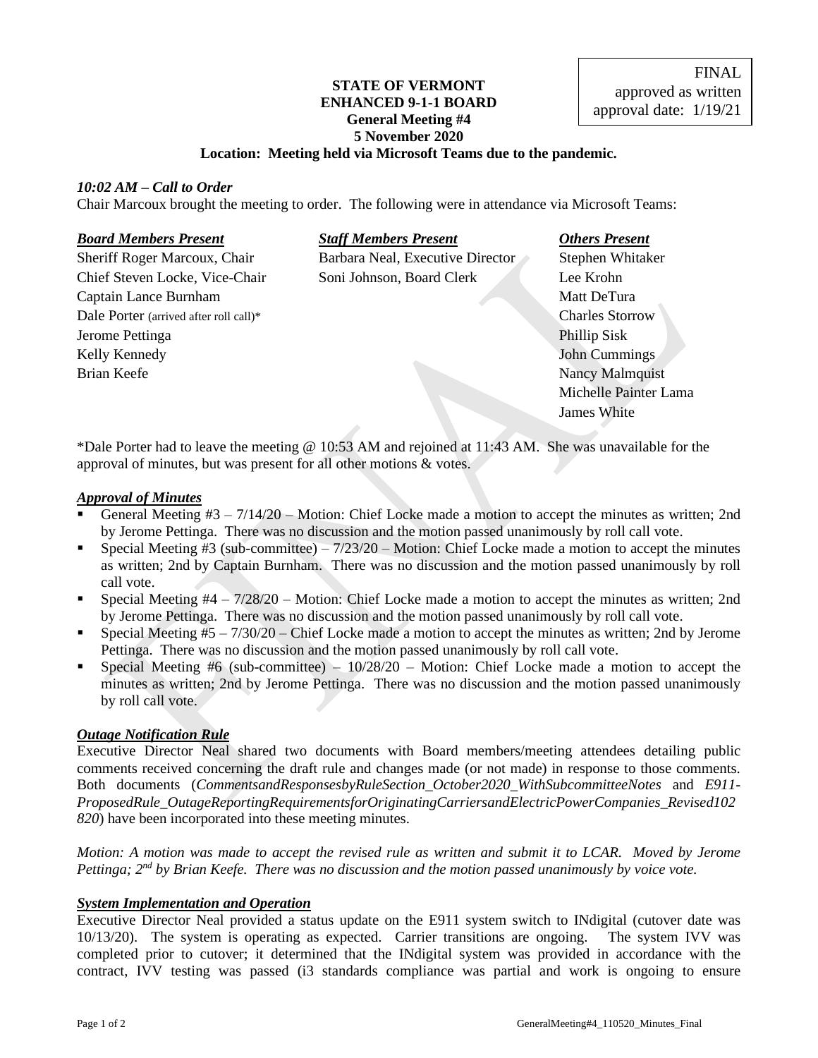FINAL
approved as written
approval date: 1/19/21

**STATE OF VERMONT**
**ENHANCED 9-1-1 BOARD**
**General Meeting #4**
**5 November 2020**
**Location: Meeting held via Microsoft Teams due to the pandemic.**

### *10:02 AM – Call to Order*

Chair Marcoux brought the meeting to order. The following were in attendance via Microsoft Teams:

| ***Board Members Present*** | ***Staff Members Present*** | ***Others Present*** |
|---|---|---|
| Sheriff Roger Marcoux, Chair | Barbara Neal, Executive Director | Stephen Whitaker |
| Chief Steven Locke, Vice-Chair | Soni Johnson, Board Clerk | Lee Krohn |
| Captain Lance Burnham | | Matt DeTura |
| Dale Porter (arrived after roll call)* | | Charles Storrow |
| Jerome Pettinga | | Phillip Sisk |
| Kelly Kennedy | | John Cummings |
| Brian Keefe | | Nancy Malmquist |
| | | Michelle Painter Lama |
| | | James White |

*Dale Porter had to leave the meeting @ 10:53 AM and rejoined at 11:43 AM. She was unavailable for the approval of minutes, but was present for all other motions & votes.

### *Approval of Minutes*

- General Meeting #3 – 7/14/20 – Motion: Chief Locke made a motion to accept the minutes as written; 2nd by Jerome Pettinga. There was no discussion and the motion passed unanimously by roll call vote.
- Special Meeting #3 (sub-committee) – 7/23/20 – Motion: Chief Locke made a motion to accept the minutes as written; 2nd by Captain Burnham. There was no discussion and the motion passed unanimously by roll call vote.
- Special Meeting #4 – 7/28/20 – Motion: Chief Locke made a motion to accept the minutes as written; 2nd by Jerome Pettinga. There was no discussion and the motion passed unanimously by roll call vote.
- Special Meeting #5 – 7/30/20 – Chief Locke made a motion to accept the minutes as written; 2nd by Jerome Pettinga. There was no discussion and the motion passed unanimously by roll call vote.
- Special Meeting #6 (sub-committee) – 10/28/20 – Motion: Chief Locke made a motion to accept the minutes as written; 2nd by Jerome Pettinga. There was no discussion and the motion passed unanimously by roll call vote.

### *Outage Notification Rule*

Executive Director Neal shared two documents with Board members/meeting attendees detailing public comments received concerning the draft rule and changes made (or not made) in response to those comments. Both documents (*CommentsandResponsesbyRuleSection_October2020_WithSubcommitteeNotes* and *E911-ProposedRule_OutageReportingRequirementsforOriginatingCarriersandElectricPowerCompanies_Revised102820*) have been incorporated into these meeting minutes.

*Motion: A motion was made to accept the revised rule as written and submit it to LCAR. Moved by Jerome Pettinga; 2nd by Brian Keefe. There was no discussion and the motion passed unanimously by voice vote.*

### *System Implementation and Operation*

Executive Director Neal provided a status update on the E911 system switch to INdigital (cutover date was 10/13/20). The system is operating as expected. Carrier transitions are ongoing. The system IVV was completed prior to cutover; it determined that the INdigital system was provided in accordance with the contract, IVV testing was passed (i3 standards compliance was partial and work is ongoing to ensure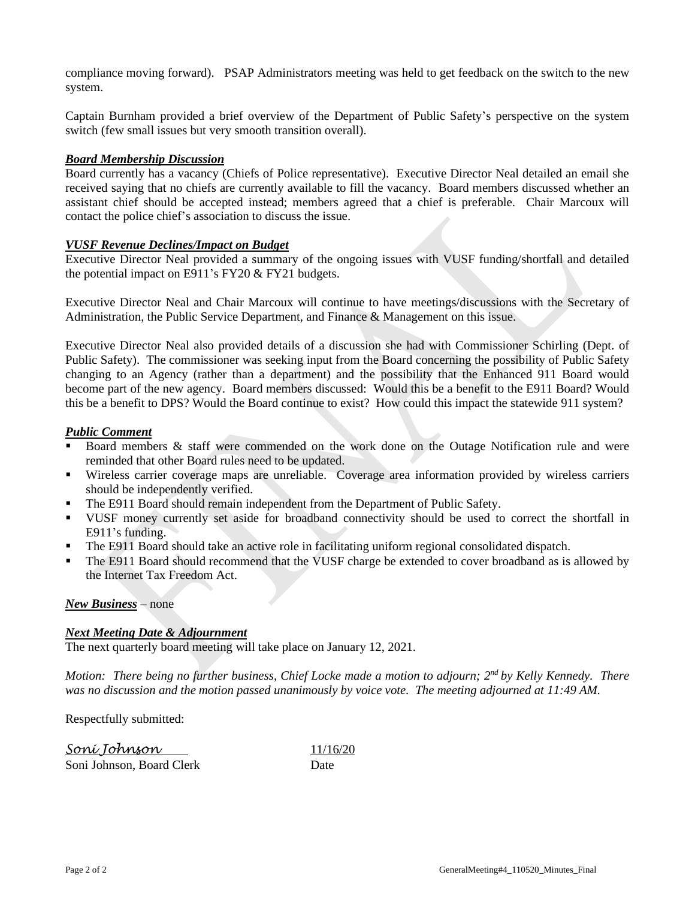compliance moving forward). PSAP Administrators meeting was held to get feedback on the switch to the new system.

Captain Burnham provided a brief overview of the Department of Public Safety's perspective on the system switch (few small issues but very smooth transition overall).

***Board Membership Discussion***

Board currently has a vacancy (Chiefs of Police representative). Executive Director Neal detailed an email she received saying that no chiefs are currently available to fill the vacancy. Board members discussed whether an assistant chief should be accepted instead; members agreed that a chief is preferable. Chair Marcoux will contact the police chief's association to discuss the issue.

***VUSF Revenue Declines/Impact on Budget***

Executive Director Neal provided a summary of the ongoing issues with VUSF funding/shortfall and detailed the potential impact on E911's FY20 & FY21 budgets.

Executive Director Neal and Chair Marcoux will continue to have meetings/discussions with the Secretary of Administration, the Public Service Department, and Finance & Management on this issue.

Executive Director Neal also provided details of a discussion she had with Commissioner Schirling (Dept. of Public Safety). The commissioner was seeking input from the Board concerning the possibility of Public Safety changing to an Agency (rather than a department) and the possibility that the Enhanced 911 Board would become part of the new agency. Board members discussed: Would this be a benefit to the E911 Board? Would this be a benefit to DPS? Would the Board continue to exist? How could this impact the statewide 911 system?

***Public Comment***

- Board members & staff were commended on the work done on the Outage Notification rule and were reminded that other Board rules need to be updated.
- Wireless carrier coverage maps are unreliable. Coverage area information provided by wireless carriers should be independently verified.
- The E911 Board should remain independent from the Department of Public Safety.
- VUSF money currently set aside for broadband connectivity should be used to correct the shortfall in E911's funding.
- The E911 Board should take an active role in facilitating uniform regional consolidated dispatch.
- The E911 Board should recommend that the VUSF charge be extended to cover broadband as is allowed by the Internet Tax Freedom Act.

***New Business*** – none

***Next Meeting Date & Adjournment***

The next quarterly board meeting will take place on January 12, 2021.

*Motion: There being no further business, Chief Locke made a motion to adjourn; 2nd by Kelly Kennedy. There was no discussion and the motion passed unanimously by voice vote. The meeting adjourned at 11:49 AM.*

Respectfully submitted:

*Soni Johnson* 11/16/20

Soni Johnson, Board Clerk Date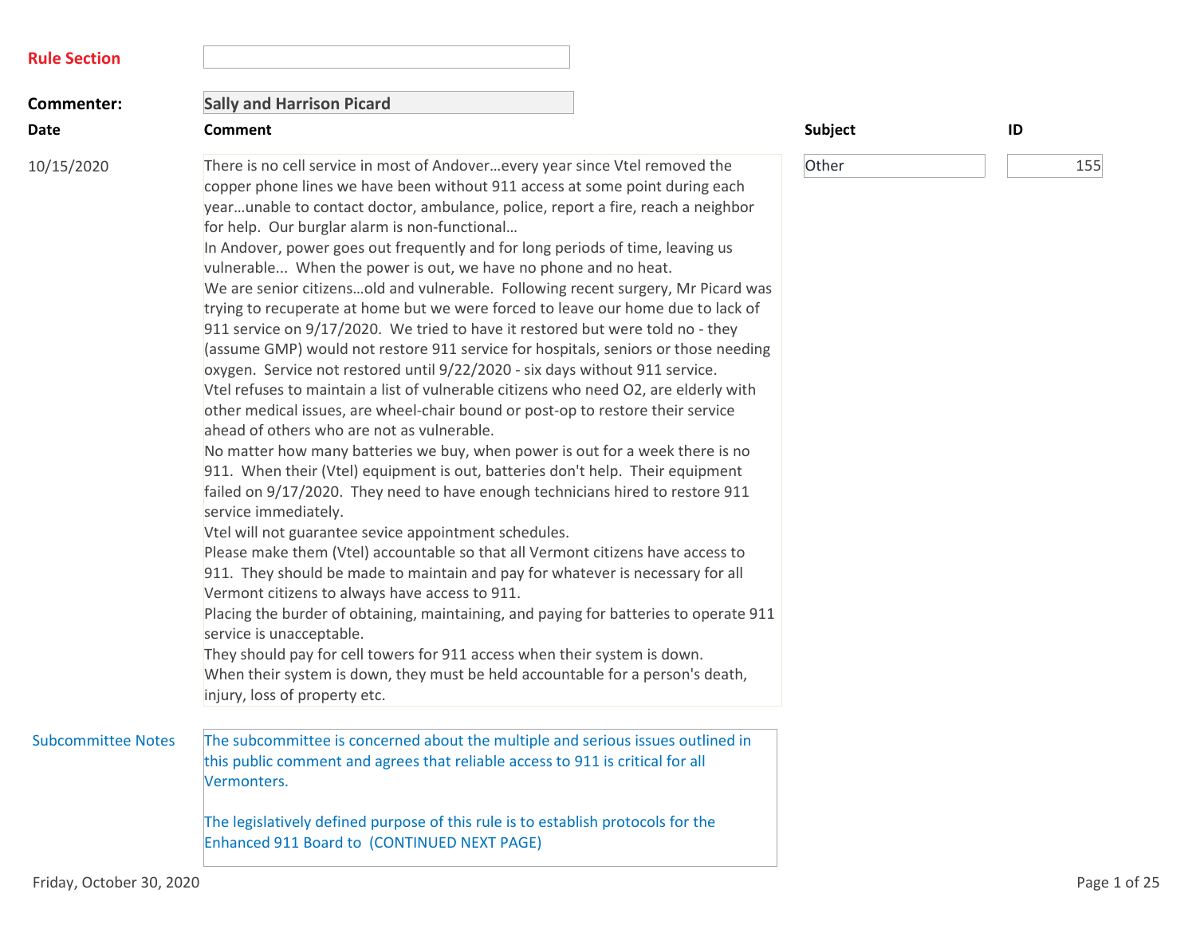**Rule Section**

**Commenter:** Sally and Harrison Picard

| Date | Comment | Subject | ID |
| --- | --- | --- | --- |
| 10/15/2020 | There is no cell service in most of Andover…every year since Vtel removed the copper phone lines we have been without 911 access at some point during each year…unable to contact doctor, ambulance, police, report a fire, reach a neighbor for help. Our burglar alarm is non-functional…<br>In Andover, power goes out frequently and for long periods of time, leaving us vulnerable... When the power is out, we have no phone and no heat.<br>We are senior citizens…old and vulnerable. Following recent surgery, Mr Picard was trying to recuperate at home but we were forced to leave our home due to lack of 911 service on 9/17/2020. We tried to have it restored but were told no - they (assume GMP) would not restore 911 service for hospitals, seniors or those needing oxygen. Service not restored until 9/22/2020 - six days without 911 service.<br>Vtel refuses to maintain a list of vulnerable citizens who need O2, are elderly with other medical issues, are wheel-chair bound or post-op to restore their service ahead of others who are not as vulnerable.<br>No matter how many batteries we buy, when power is out for a week there is no 911. When their (Vtel) equipment is out, batteries don't help. Their equipment failed on 9/17/2020. They need to have enough technicians hired to restore 911 service immediately.<br>Vtel will not guarantee sevice appointment schedules.<br>Please make them (Vtel) accountable so that all Vermont citizens have access to 911. They should be made to maintain and pay for whatever is necessary for all Vermont citizens to always have access to 911.<br>Placing the burder of obtaining, maintaining, and paying for batteries to operate 911 service is unacceptable.<br>They should pay for cell towers for 911 access when their system is down.<br>When their system is down, they must be held accountable for a person's death, injury, loss of property etc. | Other | 155 |

**Subcommittee Notes**

The subcommittee is concerned about the multiple and serious issues outlined in this public comment and agrees that reliable access to 911 is critical for all Vermonters.

The legislatively defined purpose of this rule is to establish protocols for the Enhanced 911 Board to (CONTINUED NEXT PAGE)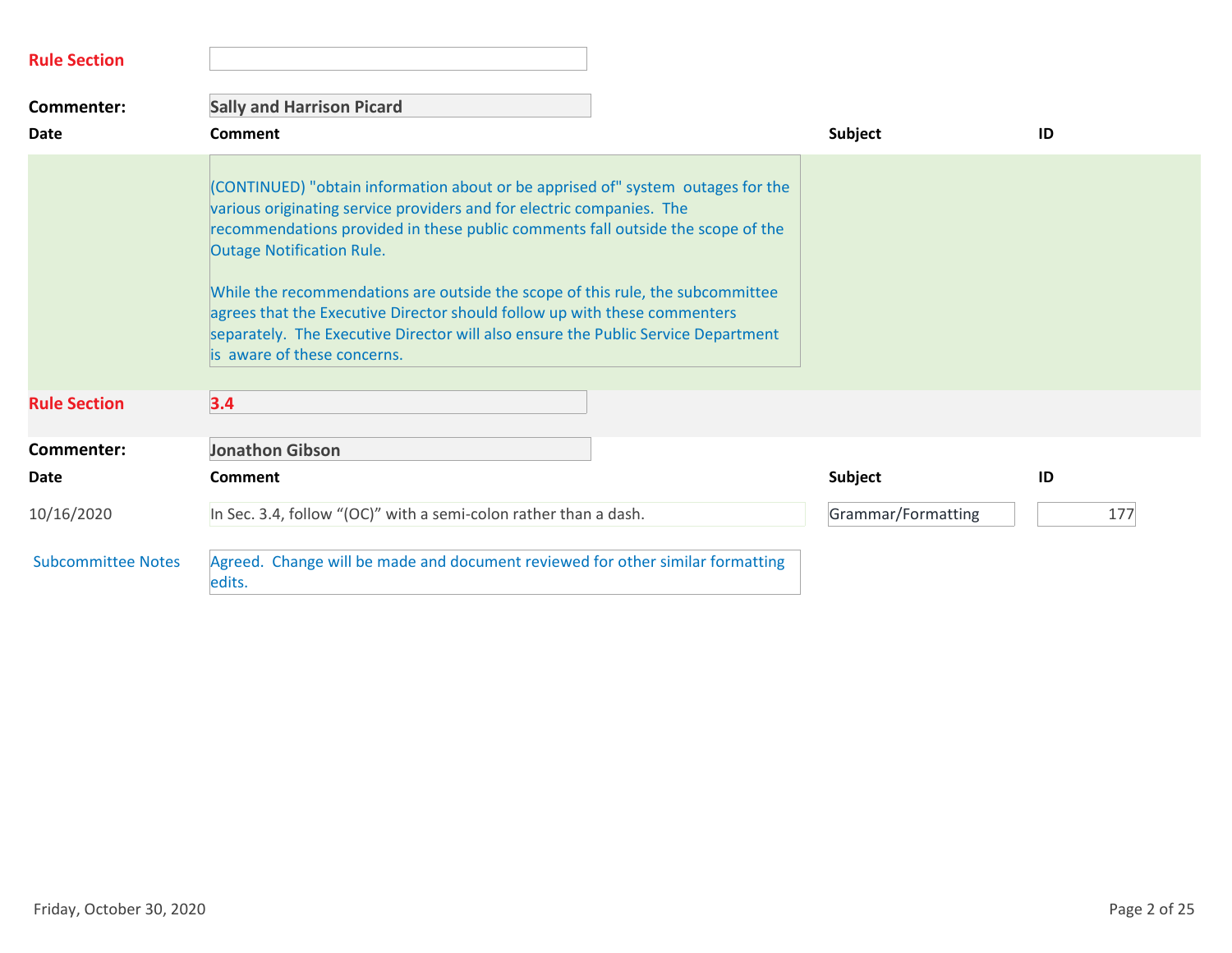**Rule Section**

**Commenter:** Sally and Harrison Picard

| Date | Comment | Subject | ID |
|---|---|---|---|
| | (CONTINUED) "obtain information about or be apprised of" system outages for the various originating service providers and for electric companies. The recommendations provided in these public comments fall outside the scope of the Outage Notification Rule.<br><br>While the recommendations are outside the scope of this rule, the subcommittee agrees that the Executive Director should follow up with these commenters separately. The Executive Director will also ensure the Public Service Department is aware of these concerns. | | |

**Rule Section** 3.4

**Commenter:** Jonathon Gibson

| Date | Comment | Subject | ID |
|---|---|---|---|
| 10/16/2020 | In Sec. 3.4, follow "(OC)" with a semi-colon rather than a dash. | Grammar/Formatting | 177 |

**Subcommittee Notes:** Agreed. Change will be made and document reviewed for other similar formatting edits.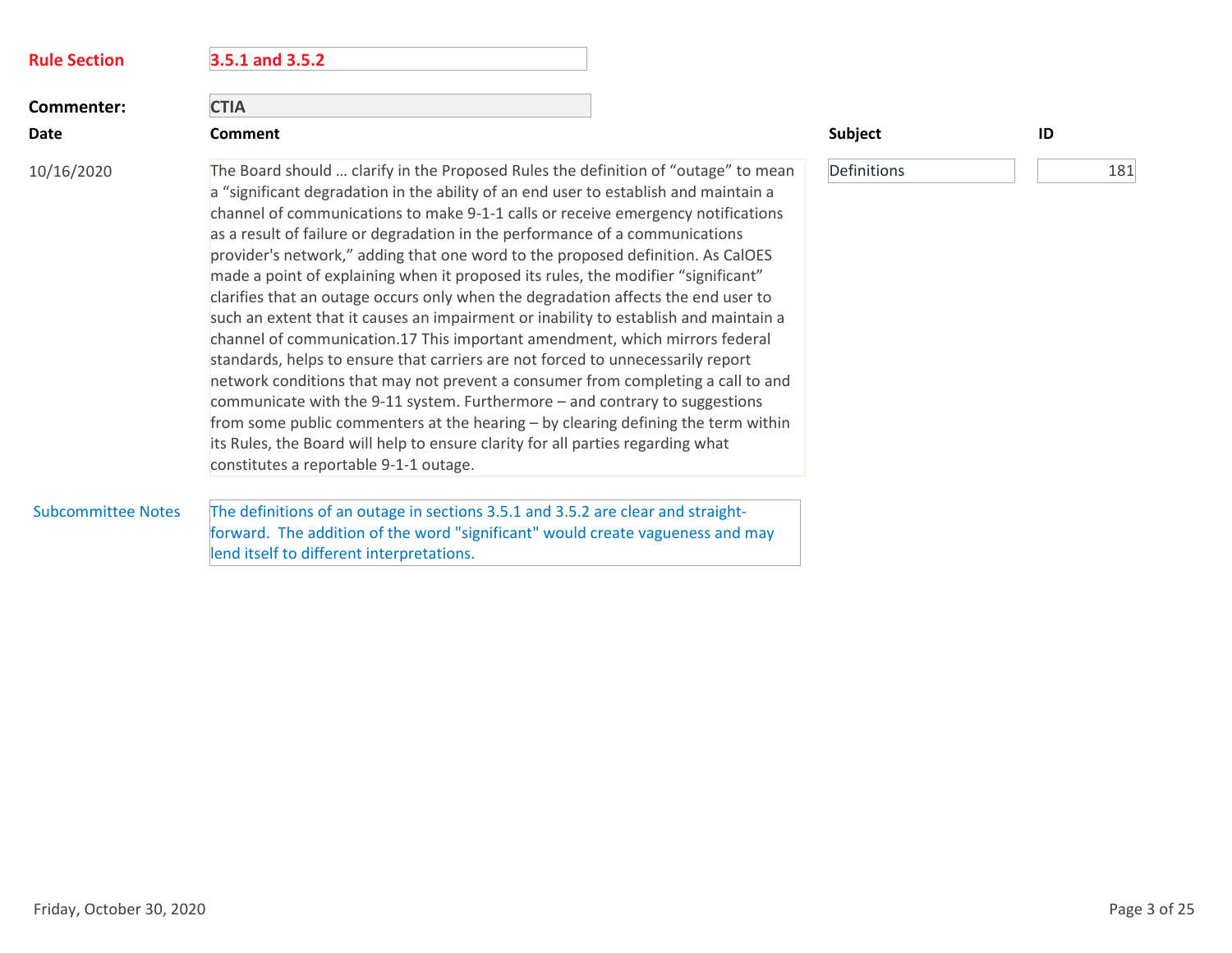**Rule Section** 3.5.1 and 3.5.2

**Commenter:** CTIA

| Date | Comment | Subject | ID |
|---|---|---|---|
| 10/16/2020 | The Board should … clarify in the Proposed Rules the definition of "outage" to mean a "significant degradation in the ability of an end user to establish and maintain a channel of communications to make 9-1-1 calls or receive emergency notifications as a result of failure or degradation in the performance of a communications provider's network," adding that one word to the proposed definition. As CalOES made a point of explaining when it proposed its rules, the modifier "significant" clarifies that an outage occurs only when the degradation affects the end user to such an extent that it causes an impairment or inability to establish and maintain a channel of communication.17 This important amendment, which mirrors federal standards, helps to ensure that carriers are not forced to unnecessarily report network conditions that may not prevent a consumer from completing a call to and communicate with the 9-11 system. Furthermore – and contrary to suggestions from some public commenters at the hearing – by clearing defining the term within its Rules, the Board will help to ensure clarity for all parties regarding what constitutes a reportable 9-1-1 outage. | Definitions | 181 |

**Subcommittee Notes**

The definitions of an outage in sections 3.5.1 and 3.5.2 are clear and straight-forward. The addition of the word "significant" would create vagueness and may lend itself to different interpretations.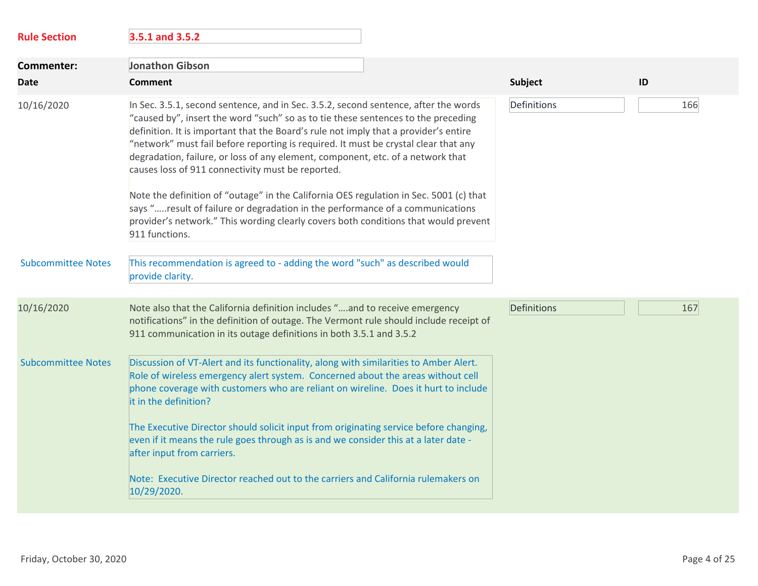**Rule Section** 3.5.1 and 3.5.2

**Commenter:** Jonathon Gibson

| Date | Comment | Subject | ID |
|---|---|---|---|
| 10/16/2020 | In Sec. 3.5.1, second sentence, and in Sec. 3.5.2, second sentence, after the words "caused by", insert the word "such" so as to tie these sentences to the preceding definition. It is important that the Board's rule not imply that a provider's entire "network" must fail before reporting is required. It must be crystal clear that any degradation, failure, or loss of any element, component, etc. of a network that causes loss of 911 connectivity must be reported.<br><br>Note the definition of "outage" in the California OES regulation in Sec. 5001 (c) that says ".....result of failure or degradation in the performance of a communications provider's network." This wording clearly covers both conditions that would prevent 911 functions. | Definitions | 166 |

**Subcommittee Notes:** This recommendation is agreed to - adding the word "such" as described would provide clarity.

| Date | Comment | Subject | ID |
|---|---|---|---|
| 10/16/2020 | Note also that the California definition includes "....and to receive emergency notifications" in the definition of outage. The Vermont rule should include receipt of 911 communication in its outage definitions in both 3.5.1 and 3.5.2 | Definitions | 167 |

**Subcommittee Notes:** Discussion of VT-Alert and its functionality, along with similarities to Amber Alert. Role of wireless emergency alert system. Concerned about the areas without cell phone coverage with customers who are reliant on wireline. Does it hurt to include it in the definition?

The Executive Director should solicit input from originating service before changing, even if it means the rule goes through as is and we consider this at a later date - after input from carriers.

Note: Executive Director reached out to the carriers and California rulemakers on 10/29/2020.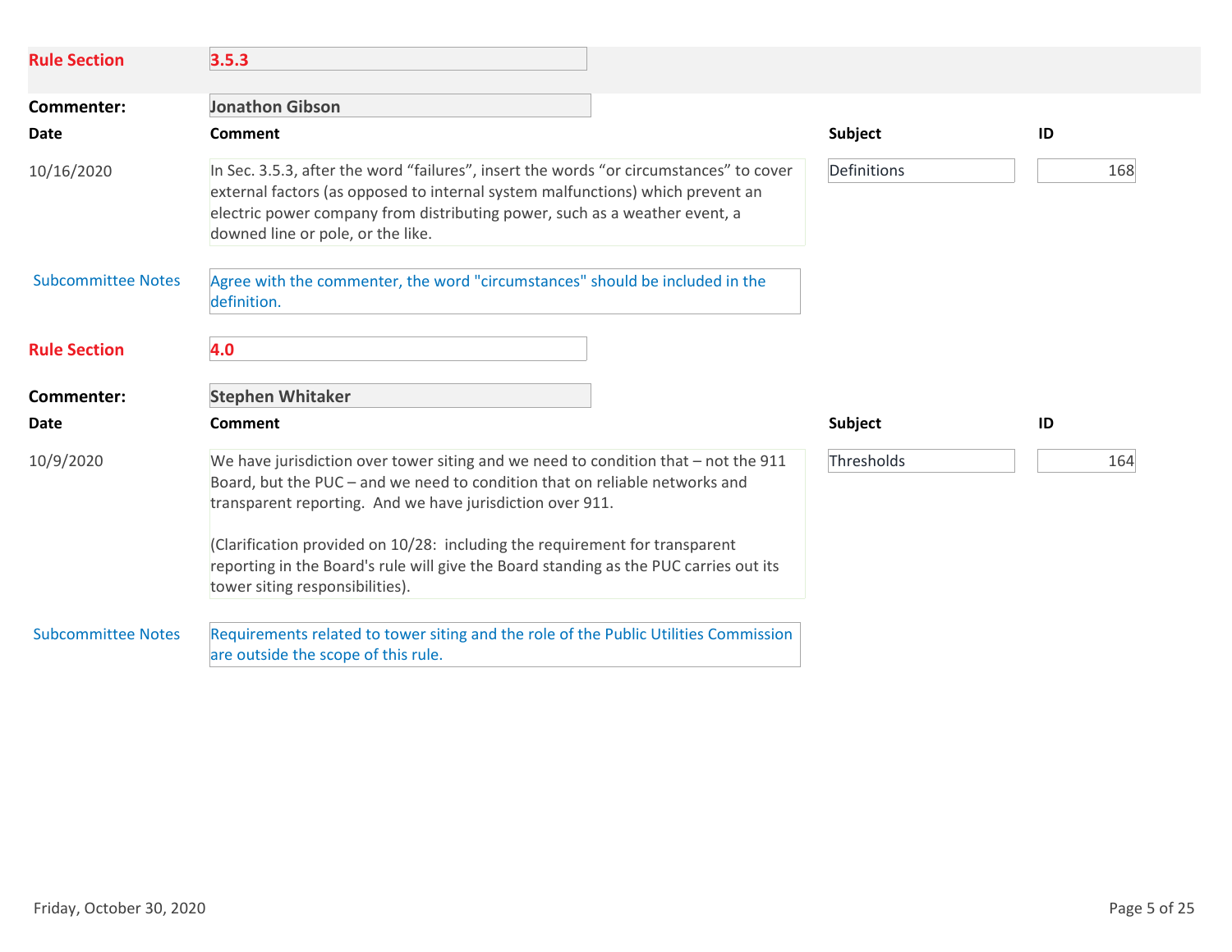**Rule Section** 3.5.3

**Commenter:** Jonathon Gibson

| Date | Comment | Subject | ID |
|---|---|---|---|
| 10/16/2020 | In Sec. 3.5.3, after the word “failures”, insert the words “or circumstances” to cover external factors (as opposed to internal system malfunctions) which prevent an electric power company from distributing power, such as a weather event, a downed line or pole, or the like. | Definitions | 168 |

**Subcommittee Notes:** Agree with the commenter, the word "circumstances" should be included in the definition.

**Rule Section** 4.0

**Commenter:** Stephen Whitaker

| Date | Comment | Subject | ID |
|---|---|---|---|
| 10/9/2020 | We have jurisdiction over tower siting and we need to condition that – not the 911 Board, but the PUC – and we need to condition that on reliable networks and transparent reporting. And we have jurisdiction over 911.<br><br>(Clarification provided on 10/28: including the requirement for transparent reporting in the Board's rule will give the Board standing as the PUC carries out its tower siting responsibilities). | Thresholds | 164 |

**Subcommittee Notes:** Requirements related to tower siting and the role of the Public Utilities Commission are outside the scope of this rule.

Friday, October 30, 2020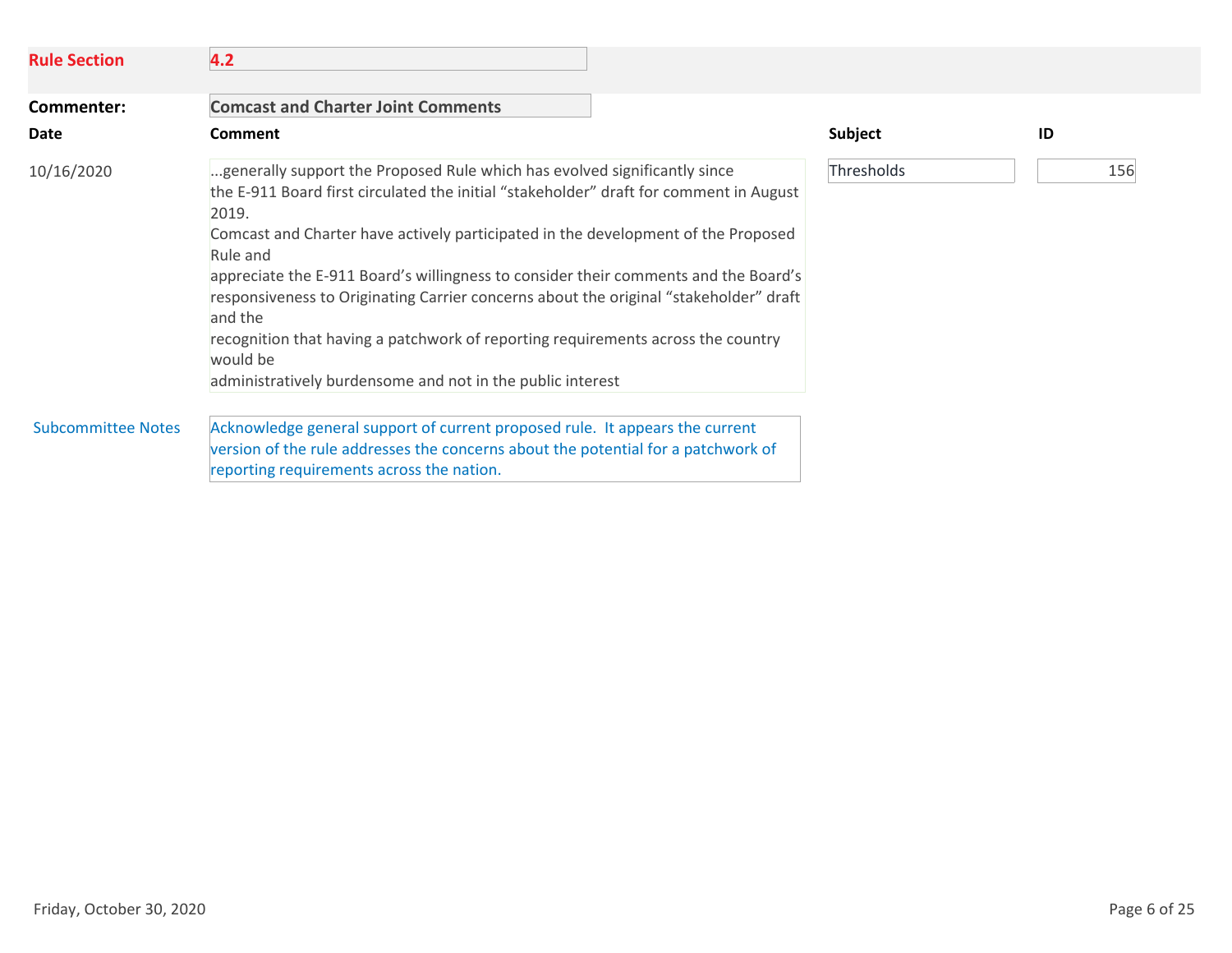**Rule Section** **4.2**

**Commenter:** **Comcast and Charter Joint Comments**

| Date | Comment | Subject | ID |
|---|---|---|---|
| 10/16/2020 | ...generally support the Proposed Rule which has evolved significantly since the E-911 Board first circulated the initial "stakeholder" draft for comment in August 2019. Comcast and Charter have actively participated in the development of the Proposed Rule and appreciate the E-911 Board's willingness to consider their comments and the Board's responsiveness to Originating Carrier concerns about the original "stakeholder" draft and the recognition that having a patchwork of reporting requirements across the country would be administratively burdensome and not in the public interest | Thresholds | 156 |

**Subcommittee Notes**

Acknowledge general support of current proposed rule. It appears the current version of the rule addresses the concerns about the potential for a patchwork of reporting requirements across the nation.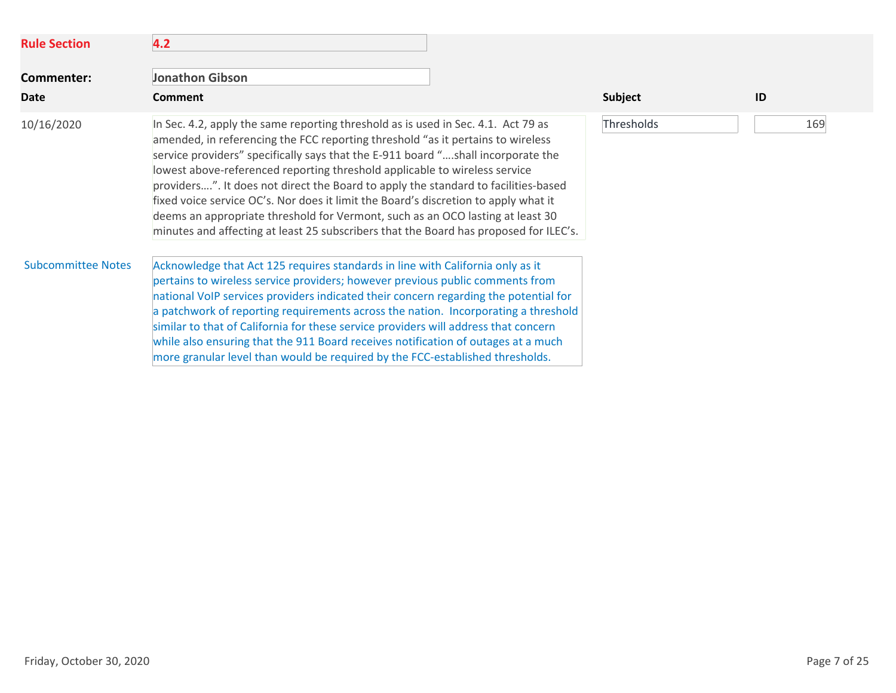**Rule Section** **4.2**

**Commenter:** **Jonathon Gibson**

| Date | Comment | Subject | ID |
|---|---|---|---|
| 10/16/2020 | In Sec. 4.2, apply the same reporting threshold as is used in Sec. 4.1. Act 79 as amended, in referencing the FCC reporting threshold "as it pertains to wireless service providers" specifically says that the E-911 board "….shall incorporate the lowest above-referenced reporting threshold applicable to wireless service providers….". It does not direct the Board to apply the standard to facilities-based fixed voice service OC's. Nor does it limit the Board's discretion to apply what it deems an appropriate threshold for Vermont, such as an OCO lasting at least 30 minutes and affecting at least 25 subscribers that the Board has proposed for ILEC's. | Thresholds | 169 |

**Subcommittee Notes**

Acknowledge that Act 125 requires standards in line with California only as it pertains to wireless service providers; however previous public comments from national VoIP services providers indicated their concern regarding the potential for a patchwork of reporting requirements across the nation. Incorporating a threshold similar to that of California for these service providers will address that concern while also ensuring that the 911 Board receives notification of outages at a much more granular level than would be required by the FCC-established thresholds.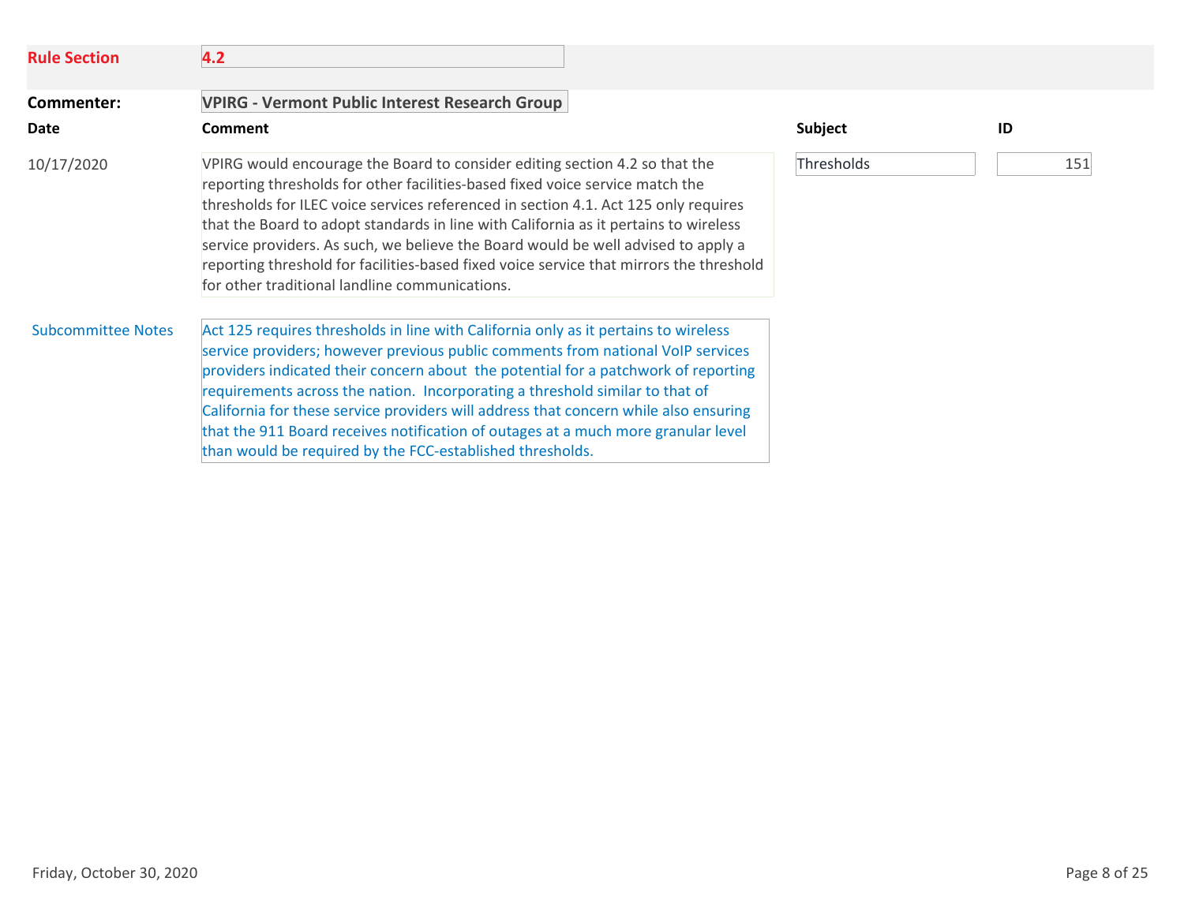**Rule Section** **4.2**

**Commenter:** **VPIRG - Vermont Public Interest Research Group**

| Date | Comment | Subject | ID |
|---|---|---|---|
| 10/17/2020 | VPIRG would encourage the Board to consider editing section 4.2 so that the reporting thresholds for other facilities-based fixed voice service match the thresholds for ILEC voice services referenced in section 4.1. Act 125 only requires that the Board to adopt standards in line with California as it pertains to wireless service providers. As such, we believe the Board would be well advised to apply a reporting threshold for facilities-based fixed voice service that mirrors the threshold for other traditional landline communications. | Thresholds | 151 |

**Subcommittee Notes**

Act 125 requires thresholds in line with California only as it pertains to wireless service providers; however previous public comments from national VoIP services providers indicated their concern about the potential for a patchwork of reporting requirements across the nation. Incorporating a threshold similar to that of California for these service providers will address that concern while also ensuring that the 911 Board receives notification of outages at a much more granular level than would be required by the FCC-established thresholds.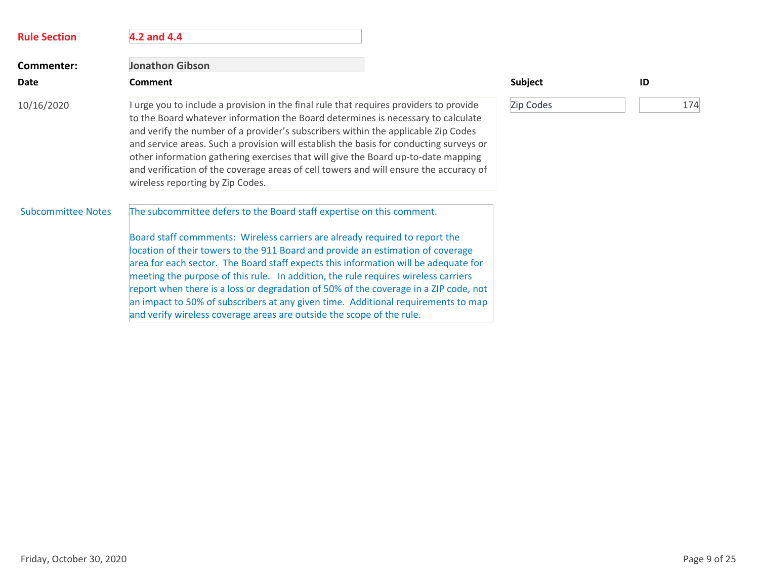**Rule Section** 4.2 and 4.4

**Commenter:** Jonathon Gibson

| Date | Comment | Subject | ID |
| --- | --- | --- | --- |
| 10/16/2020 | I urge you to include a provision in the final rule that requires providers to provide to the Board whatever information the Board determines is necessary to calculate and verify the number of a provider's subscribers within the applicable Zip Codes and service areas. Such a provision will establish the basis for conducting surveys or other information gathering exercises that will give the Board up-to-date mapping and verification of the coverage areas of cell towers and will ensure the accuracy of wireless reporting by Zip Codes. | Zip Codes | 174 |

**Subcommittee Notes**

The subcommittee defers to the Board staff expertise on this comment.

Board staff commments: Wireless carriers are already required to report the location of their towers to the 911 Board and provide an estimation of coverage area for each sector. The Board staff expects this information will be adequate for meeting the purpose of this rule. In addition, the rule requires wireless carriers report when there is a loss or degradation of 50% of the coverage in a ZIP code, not an impact to 50% of subscribers at any given time. Additional requirements to map and verify wireless coverage areas are outside the scope of the rule.

Friday, October 30, 2020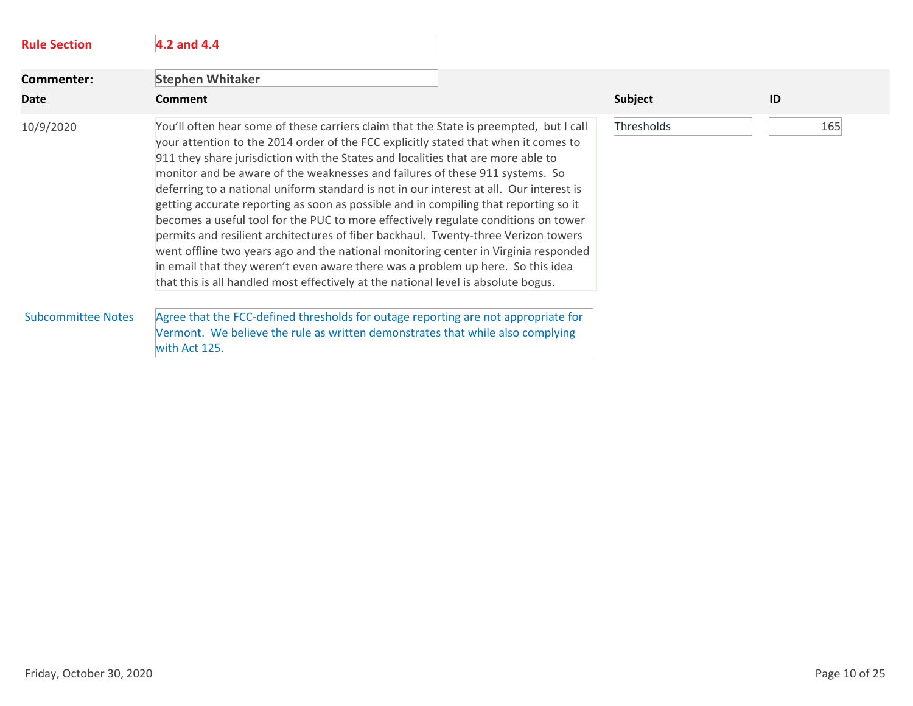**Rule Section** 4.2 and 4.4

**Commenter:** Stephen Whitaker

| Date | Comment | Subject | ID |
|---|---|---|---|
| 10/9/2020 | You'll often hear some of these carriers claim that the State is preempted, but I call your attention to the 2014 order of the FCC explicitly stated that when it comes to 911 they share jurisdiction with the States and localities that are more able to monitor and be aware of the weaknesses and failures of these 911 systems. So deferring to a national uniform standard is not in our interest at all. Our interest is getting accurate reporting as soon as possible and in compiling that reporting so it becomes a useful tool for the PUC to more effectively regulate conditions on tower permits and resilient architectures of fiber backhaul. Twenty-three Verizon towers went offline two years ago and the national monitoring center in Virginia responded in email that they weren't even aware there was a problem up here. So this idea that this is all handled most effectively at the national level is absolute bogus. | Thresholds | 165 |

**Subcommittee Notes**

Agree that the FCC-defined thresholds for outage reporting are not appropriate for Vermont. We believe the rule as written demonstrates that while also complying with Act 125.

Friday, October 30, 2020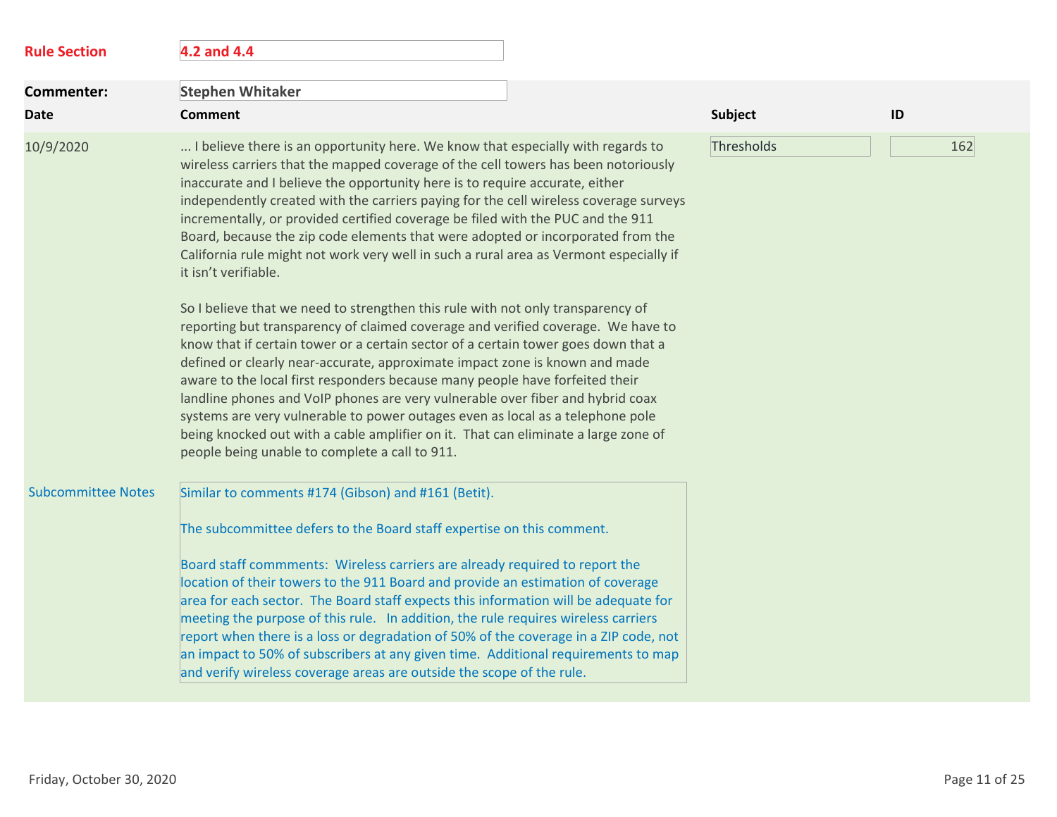**Rule Section** 4.2 and 4.4

**Commenter:** Stephen Whitaker

| Date | Comment | Subject | ID |
|---|---|---|---|
| 10/9/2020 | ... I believe there is an opportunity here. We know that especially with regards to wireless carriers that the mapped coverage of the cell towers has been notoriously inaccurate and I believe the opportunity here is to require accurate, either independently created with the carriers paying for the cell wireless coverage surveys incrementally, or provided certified coverage be filed with the PUC and the 911 Board, because the zip code elements that were adopted or incorporated from the California rule might not work very well in such a rural area as Vermont especially if it isn't verifiable.<br><br>So I believe that we need to strengthen this rule with not only transparency of reporting but transparency of claimed coverage and verified coverage. We have to know that if certain tower or a certain sector of a certain tower goes down that a defined or clearly near-accurate, approximate impact zone is known and made aware to the local first responders because many people have forfeited their landline phones and VoIP phones are very vulnerable over fiber and hybrid coax systems are very vulnerable to power outages even as local as a telephone pole being knocked out with a cable amplifier on it. That can eliminate a large zone of people being unable to complete a call to 911. | Thresholds | 162 |

**Subcommittee Notes**

Similar to comments #174 (Gibson) and #161 (Betit).

The subcommittee defers to the Board staff expertise on this comment.

Board staff commments: Wireless carriers are already required to report the location of their towers to the 911 Board and provide an estimation of coverage area for each sector. The Board staff expects this information will be adequate for meeting the purpose of this rule. In addition, the rule requires wireless carriers report when there is a loss or degradation of 50% of the coverage in a ZIP code, not an impact to 50% of subscribers at any given time. Additional requirements to map and verify wireless coverage areas are outside the scope of the rule.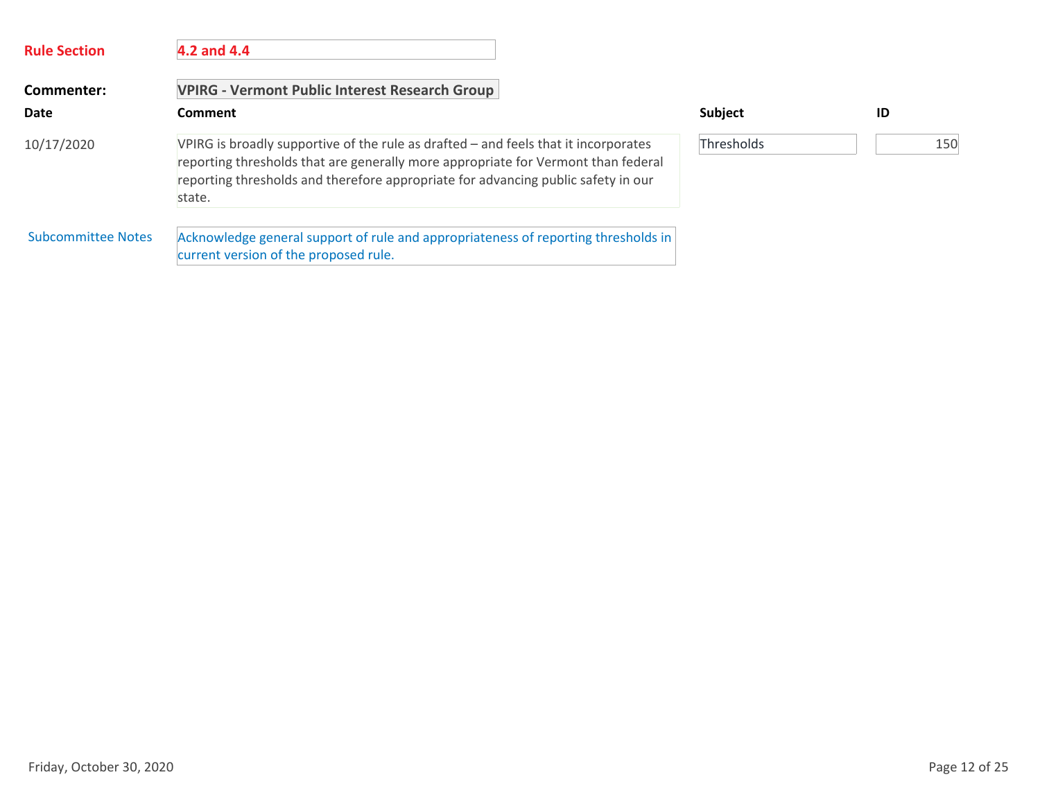**Rule Section** 4.2 and 4.4

**Commenter:** VPIRG - Vermont Public Interest Research Group

| Date | Comment | Subject | ID |
|---|---|---|---|
| 10/17/2020 | VPIRG is broadly supportive of the rule as drafted – and feels that it incorporates reporting thresholds that are generally more appropriate for Vermont than federal reporting thresholds and therefore appropriate for advancing public safety in our state. | Thresholds | 150 |

**Subcommittee Notes** Acknowledge general support of rule and appropriateness of reporting thresholds in current version of the proposed rule.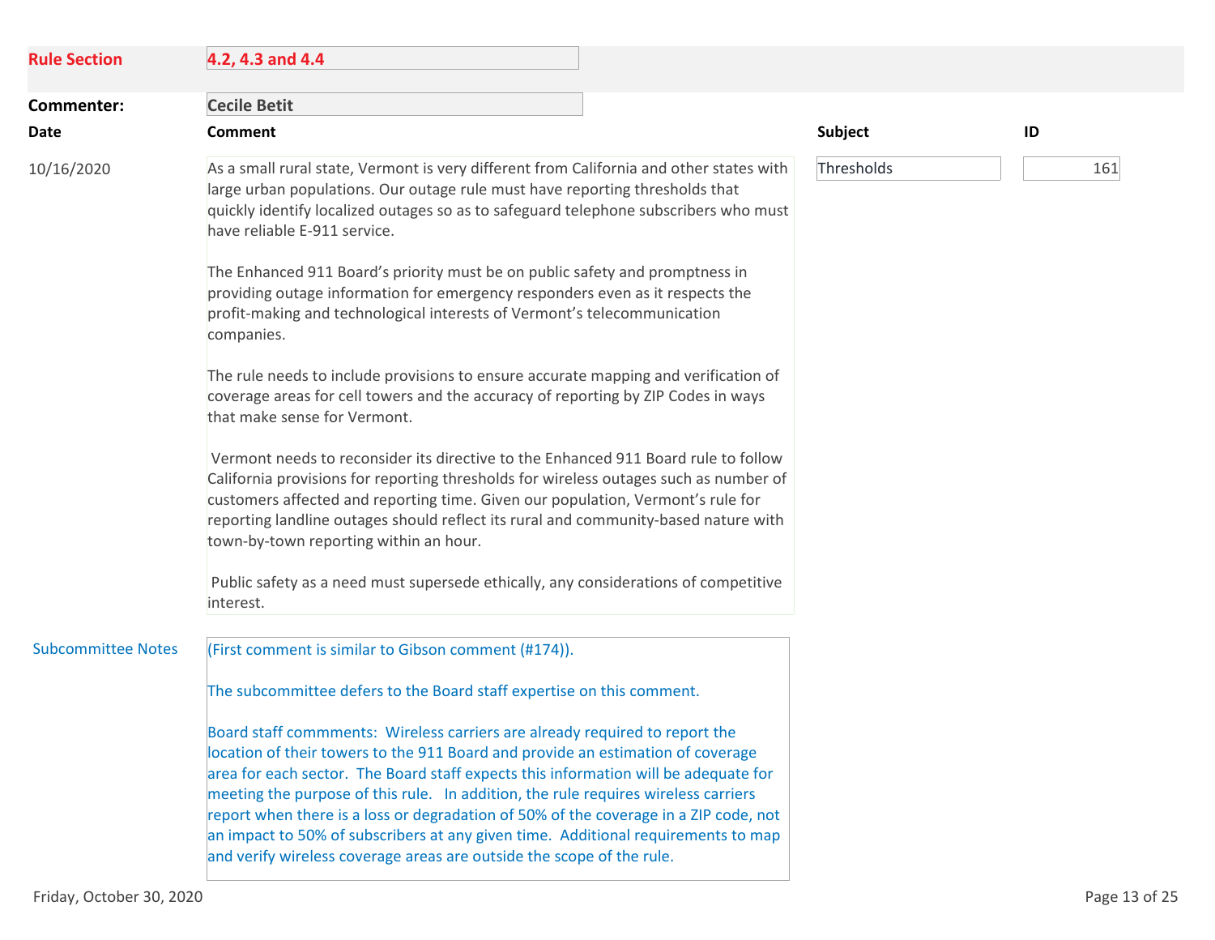**Rule Section** 4.2, 4.3 and 4.4

**Commenter:** Cecile Betit

| Date | Comment | Subject | ID |
|---|---|---|---|
| 10/16/2020 | As a small rural state, Vermont is very different from California and other states with large urban populations. Our outage rule must have reporting thresholds that quickly identify localized outages so as to safeguard telephone subscribers who must have reliable E-911 service.<br><br>The Enhanced 911 Board's priority must be on public safety and promptness in providing outage information for emergency responders even as it respects the profit-making and technological interests of Vermont's telecommunication companies.<br><br>The rule needs to include provisions to ensure accurate mapping and verification of coverage areas for cell towers and the accuracy of reporting by ZIP Codes in ways that make sense for Vermont.<br><br>Vermont needs to reconsider its directive to the Enhanced 911 Board rule to follow California provisions for reporting thresholds for wireless outages such as number of customers affected and reporting time. Given our population, Vermont's rule for reporting landline outages should reflect its rural and community-based nature with town-by-town reporting within an hour.<br><br>Public safety as a need must supersede ethically, any considerations of competitive interest. | Thresholds | 161 |

**Subcommittee Notes**

(First comment is similar to Gibson comment (#174)).

The subcommittee defers to the Board staff expertise on this comment.

Board staff commments: Wireless carriers are already required to report the location of their towers to the 911 Board and provide an estimation of coverage area for each sector. The Board staff expects this information will be adequate for meeting the purpose of this rule. In addition, the rule requires wireless carriers report when there is a loss or degradation of 50% of the coverage in a ZIP code, not an impact to 50% of subscribers at any given time. Additional requirements to map and verify wireless coverage areas are outside the scope of the rule.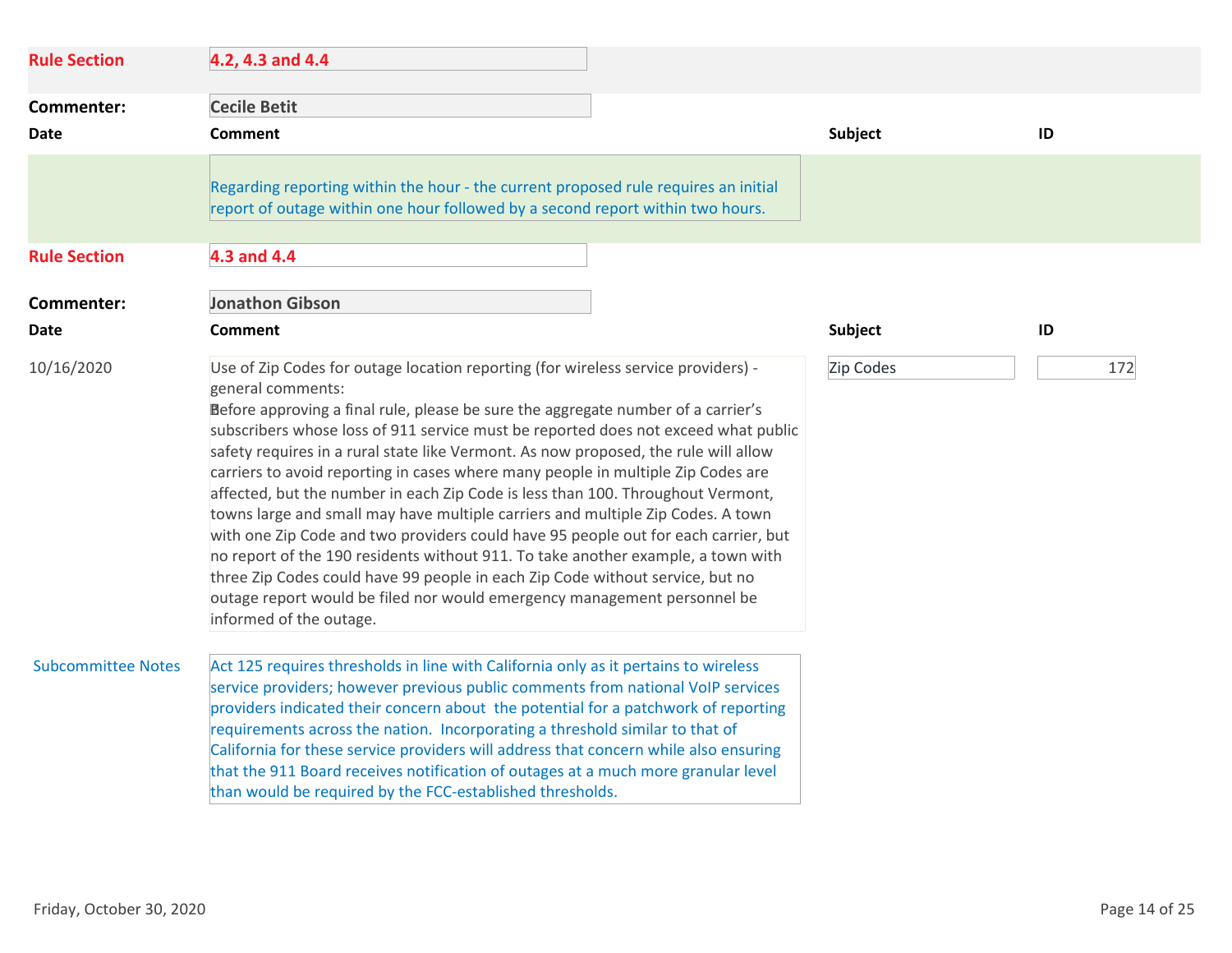**Rule Section** 4.2, 4.3 and 4.4

**Commenter:** Cecile Betit

| Date | Comment | Subject | ID |
|---|---|---|---|
| | Regarding reporting within the hour - the current proposed rule requires an initial report of outage within one hour followed by a second report within two hours. | | |

**Rule Section** 4.3 and 4.4

**Commenter:** Jonathon Gibson

| Date | Comment | Subject | ID |
|---|---|---|---|
| 10/16/2020 | Use of Zip Codes for outage location reporting (for wireless service providers) - general comments: Before approving a final rule, please be sure the aggregate number of a carrier's subscribers whose loss of 911 service must be reported does not exceed what public safety requires in a rural state like Vermont. As now proposed, the rule will allow carriers to avoid reporting in cases where many people in multiple Zip Codes are affected, but the number in each Zip Code is less than 100. Throughout Vermont, towns large and small may have multiple carriers and multiple Zip Codes. A town with one Zip Code and two providers could have 95 people out for each carrier, but no report of the 190 residents without 911. To take another example, a town with three Zip Codes could have 99 people in each Zip Code without service, but no outage report would be filed nor would emergency management personnel be informed of the outage. | Zip Codes | 172 |

**Subcommittee Notes**

Act 125 requires thresholds in line with California only as it pertains to wireless service providers; however previous public comments from national VoIP services providers indicated their concern about the potential for a patchwork of reporting requirements across the nation. Incorporating a threshold similar to that of California for these service providers will address that concern while also ensuring that the 911 Board receives notification of outages at a much more granular level than would be required by the FCC-established thresholds.

Friday, October 30, 2020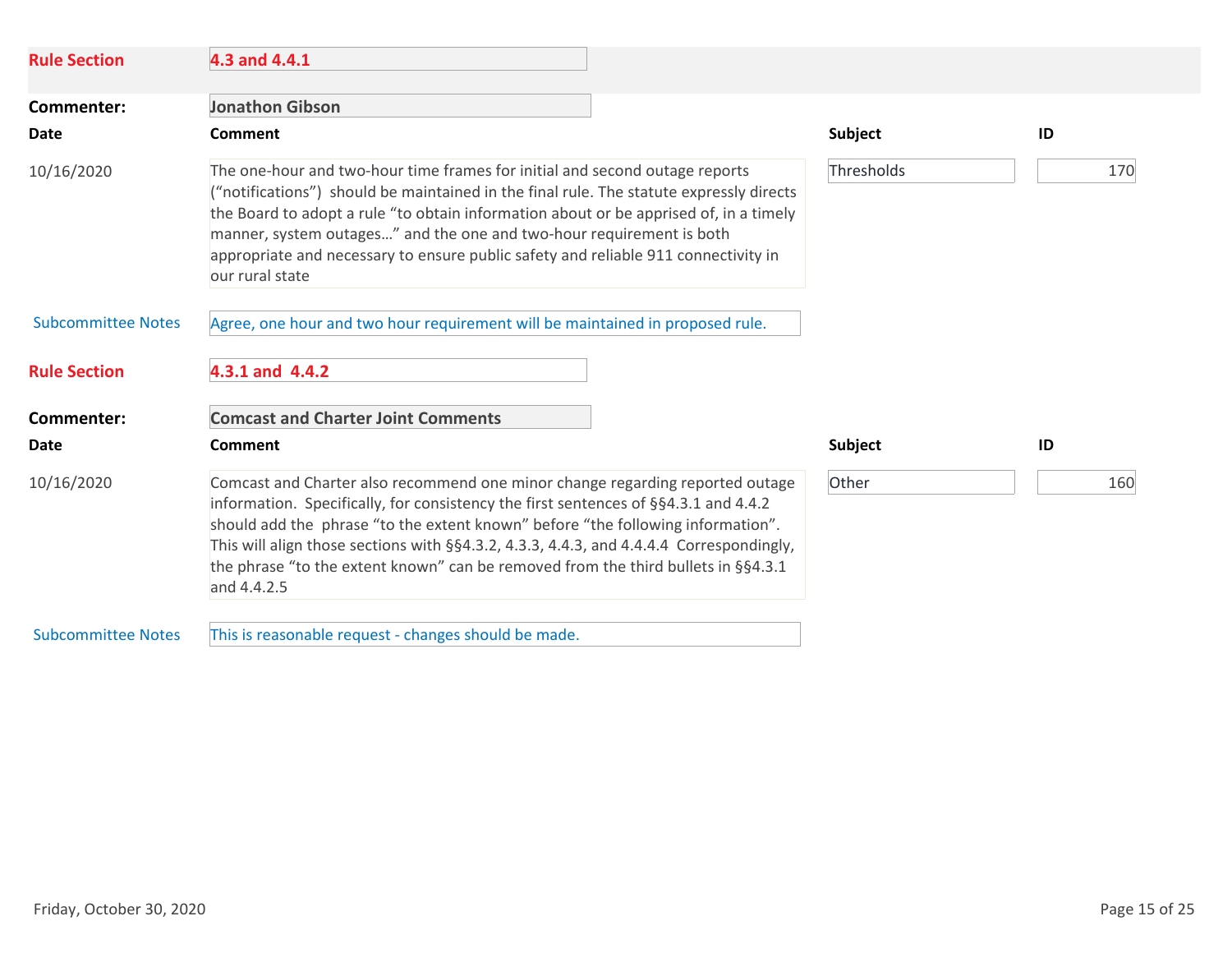**Rule Section** 4.3 and 4.4.1

**Commenter:** Jonathon Gibson

| Date | Comment | Subject | ID |
|---|---|---|---|
| 10/16/2020 | The one-hour and two-hour time frames for initial and second outage reports ("notifications") should be maintained in the final rule. The statute expressly directs the Board to adopt a rule "to obtain information about or be apprised of, in a timely manner, system outages…" and the one and two-hour requirement is both appropriate and necessary to ensure public safety and reliable 911 connectivity in our rural state | Thresholds | 170 |

**Subcommittee Notes** Agree, one hour and two hour requirement will be maintained in proposed rule.

**Rule Section** 4.3.1 and 4.4.2

**Commenter:** Comcast and Charter Joint Comments

| Date | Comment | Subject | ID |
|---|---|---|---|
| 10/16/2020 | Comcast and Charter also recommend one minor change regarding reported outage information. Specifically, for consistency the first sentences of §§4.3.1 and 4.4.2 should add the phrase "to the extent known" before "the following information". This will align those sections with §§4.3.2, 4.3.3, 4.4.3, and 4.4.4.4 Correspondingly, the phrase "to the extent known" can be removed from the third bullets in §§4.3.1 and 4.4.2.5 | Other | 160 |

**Subcommittee Notes** This is reasonable request - changes should be made.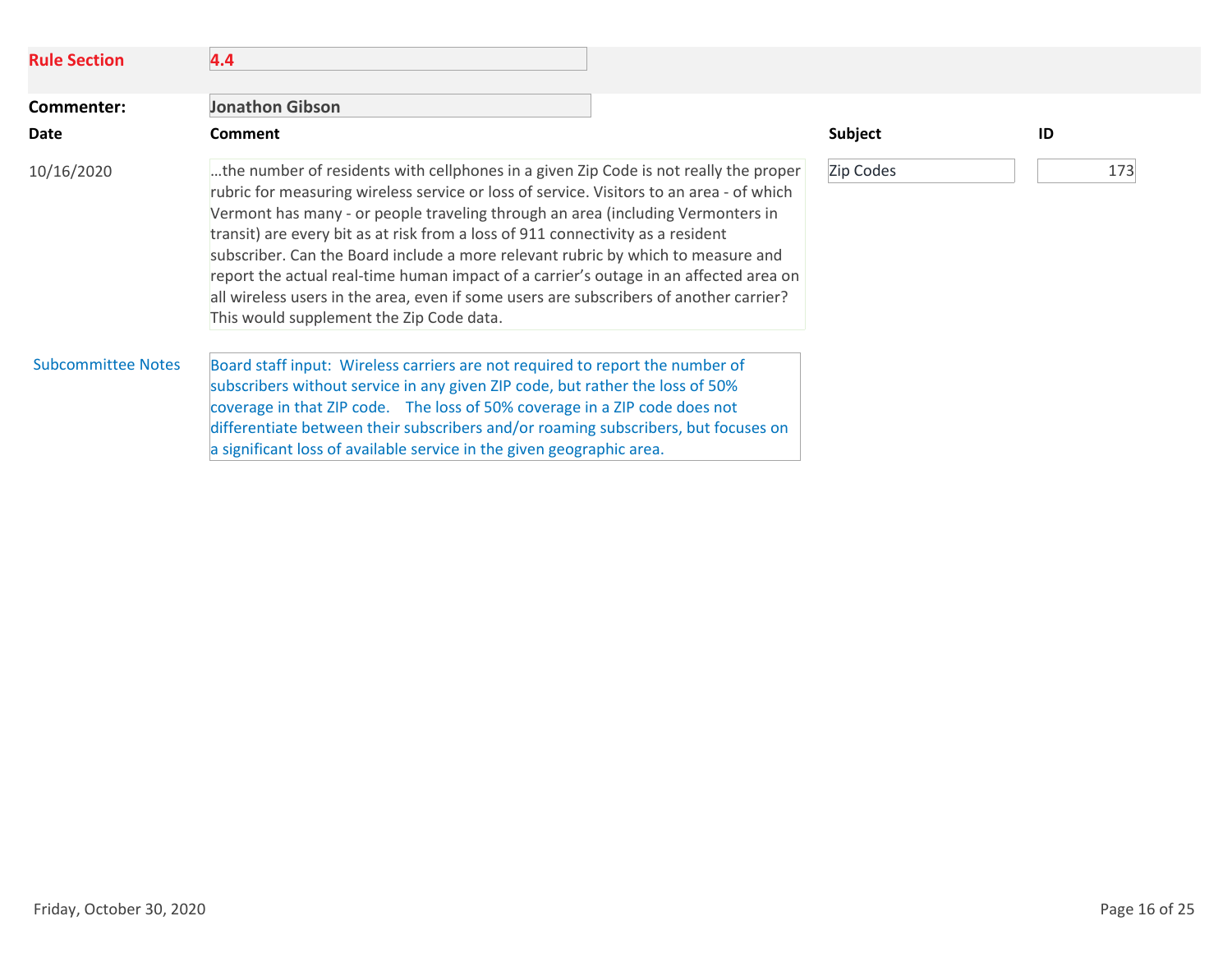**Rule Section** **4.4**

**Commenter:** **Jonathon Gibson**

| Date | Comment | Subject | ID |
|---|---|---|---|
| 10/16/2020 | …the number of residents with cellphones in a given Zip Code is not really the proper rubric for measuring wireless service or loss of service. Visitors to an area - of which Vermont has many - or people traveling through an area (including Vermonters in transit) are every bit as at risk from a loss of 911 connectivity as a resident subscriber. Can the Board include a more relevant rubric by which to measure and report the actual real-time human impact of a carrier's outage in an affected area on all wireless users in the area, even if some users are subscribers of another carrier? This would supplement the Zip Code data. | Zip Codes | 173 |

**Subcommittee Notes**

Board staff input: Wireless carriers are not required to report the number of subscribers without service in any given ZIP code, but rather the loss of 50% coverage in that ZIP code. The loss of 50% coverage in a ZIP code does not differentiate between their subscribers and/or roaming subscribers, but focuses on a significant loss of available service in the given geographic area.

Friday, October 30, 2020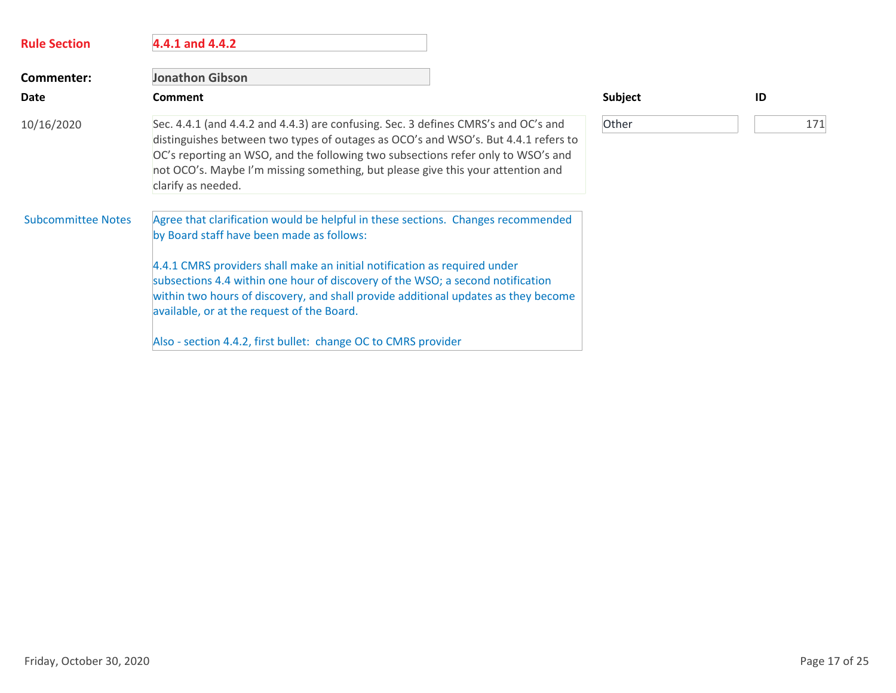**Rule Section** 4.4.1 and 4.4.2

**Commenter:** Jonathon Gibson

| Date | Comment | Subject | ID |
|---|---|---|---|
| 10/16/2020 | Sec. 4.4.1 (and 4.4.2 and 4.4.3) are confusing. Sec. 3 defines CMRS's and OC's and distinguishes between two types of outages as OCO's and WSO's. But 4.4.1 refers to OC's reporting an WSO, and the following two subsections refer only to WSO's and not OCO's. Maybe I'm missing something, but please give this your attention and clarify as needed. | Other | 171 |

**Subcommittee Notes**

Agree that clarification would be helpful in these sections. Changes recommended by Board staff have been made as follows:

4.4.1 CMRS providers shall make an initial notification as required under subsections 4.4 within one hour of discovery of the WSO; a second notification within two hours of discovery, and shall provide additional updates as they become available, or at the request of the Board.

Also - section 4.4.2, first bullet: change OC to CMRS provider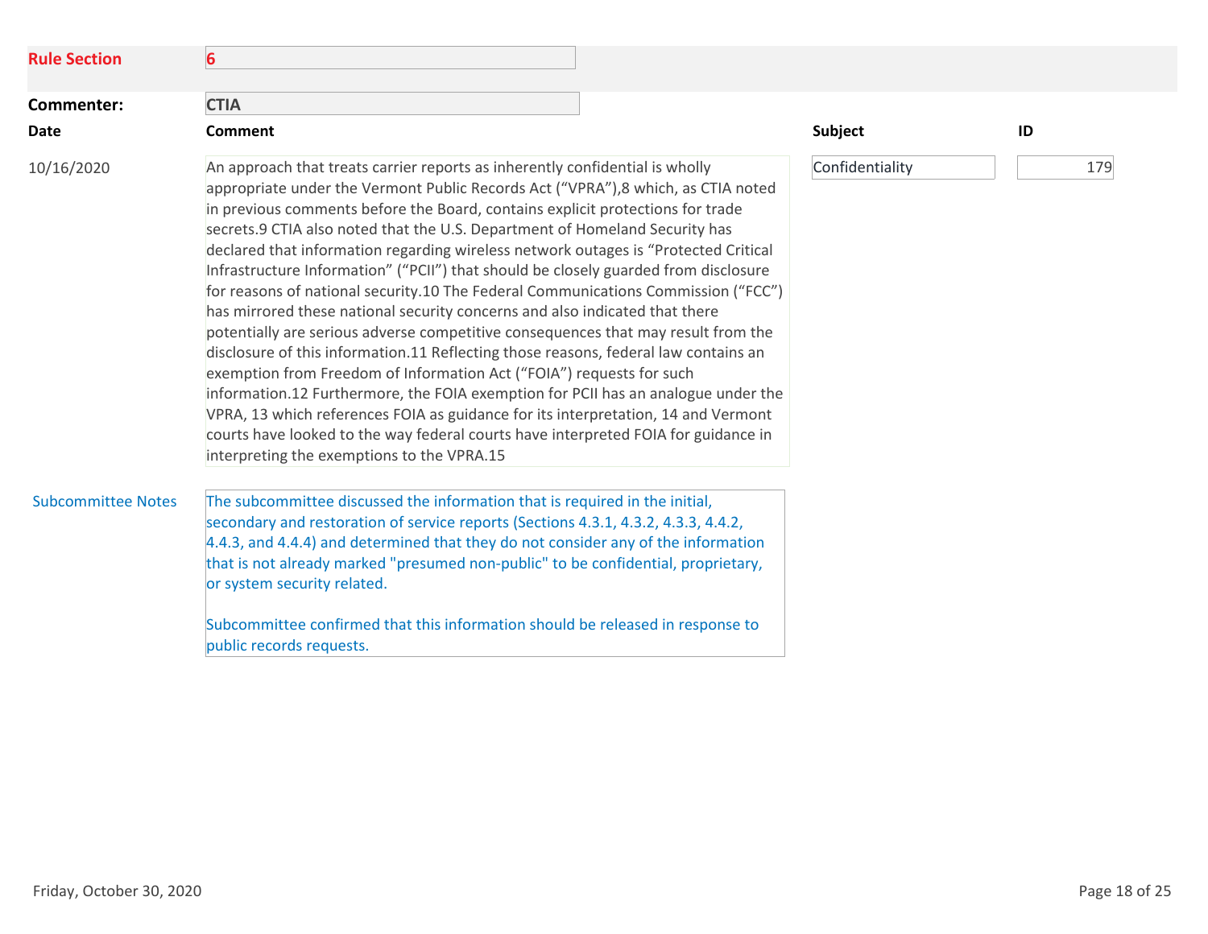**Rule Section** 6

**Commenter:** CTIA

| Date | Comment | Subject | ID |
|---|---|---|---|
| 10/16/2020 | An approach that treats carrier reports as inherently confidential is wholly appropriate under the Vermont Public Records Act ("VPRA"),8 which, as CTIA noted in previous comments before the Board, contains explicit protections for trade secrets.9 CTIA also noted that the U.S. Department of Homeland Security has declared that information regarding wireless network outages is "Protected Critical Infrastructure Information" ("PCII") that should be closely guarded from disclosure for reasons of national security.10 The Federal Communications Commission ("FCC") has mirrored these national security concerns and also indicated that there potentially are serious adverse competitive consequences that may result from the disclosure of this information.11 Reflecting those reasons, federal law contains an exemption from Freedom of Information Act ("FOIA") requests for such information.12 Furthermore, the FOIA exemption for PCII has an analogue under the VPRA, 13 which references FOIA as guidance for its interpretation, 14 and Vermont courts have looked to the way federal courts have interpreted FOIA for guidance in interpreting the exemptions to the VPRA.15 | Confidentiality | 179 |

**Subcommittee Notes**

The subcommittee discussed the information that is required in the initial, secondary and restoration of service reports (Sections 4.3.1, 4.3.2, 4.3.3, 4.4.2, 4.4.3, and 4.4.4) and determined that they do not consider any of the information that is not already marked "presumed non-public" to be confidential, proprietary, or system security related.

Subcommittee confirmed that this information should be released in response to public records requests.

Friday, October 30, 2020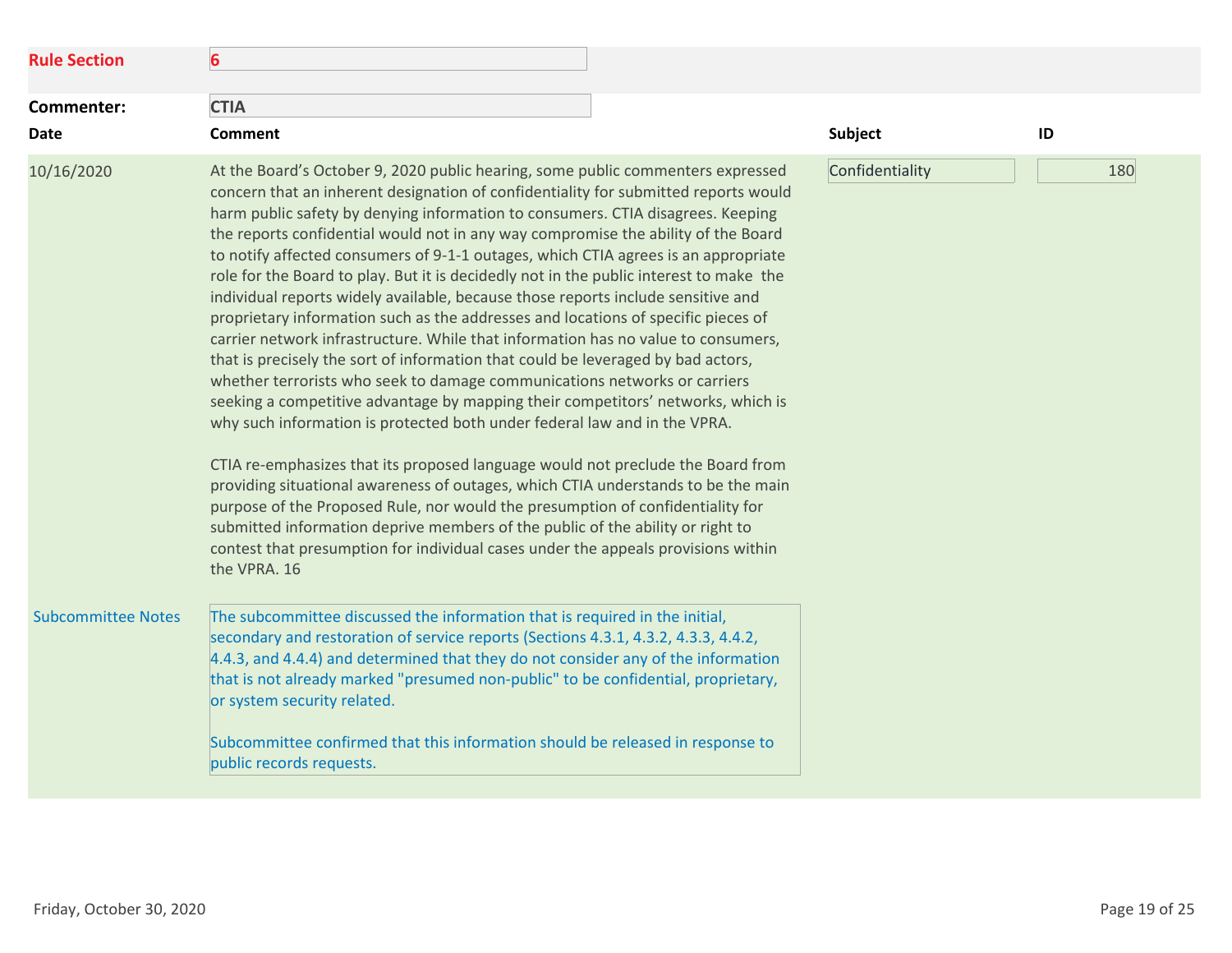**Rule Section** 6

**Commenter:** CTIA

| Date | Comment | Subject | ID |
|---|---|---|---|
| 10/16/2020 | At the Board's October 9, 2020 public hearing, some public commenters expressed concern that an inherent designation of confidentiality for submitted reports would harm public safety by denying information to consumers. CTIA disagrees. Keeping the reports confidential would not in any way compromise the ability of the Board to notify affected consumers of 9-1-1 outages, which CTIA agrees is an appropriate role for the Board to play. But it is decidedly not in the public interest to make the individual reports widely available, because those reports include sensitive and proprietary information such as the addresses and locations of specific pieces of carrier network infrastructure. While that information has no value to consumers, that is precisely the sort of information that could be leveraged by bad actors, whether terrorists who seek to damage communications networks or carriers seeking a competitive advantage by mapping their competitors' networks, which is why such information is protected both under federal law and in the VPRA.<br><br>CTIA re-emphasizes that its proposed language would not preclude the Board from providing situational awareness of outages, which CTIA understands to be the main purpose of the Proposed Rule, nor would the presumption of confidentiality for submitted information deprive members of the public of the ability or right to contest that presumption for individual cases under the appeals provisions within the VPRA. 16 | Confidentiality | 180 |

**Subcommittee Notes**

The subcommittee discussed the information that is required in the initial, secondary and restoration of service reports (Sections 4.3.1, 4.3.2, 4.3.3, 4.4.2, 4.4.3, and 4.4.4) and determined that they do not consider any of the information that is not already marked "presumed non-public" to be confidential, proprietary, or system security related.

Subcommittee confirmed that this information should be released in response to public records requests.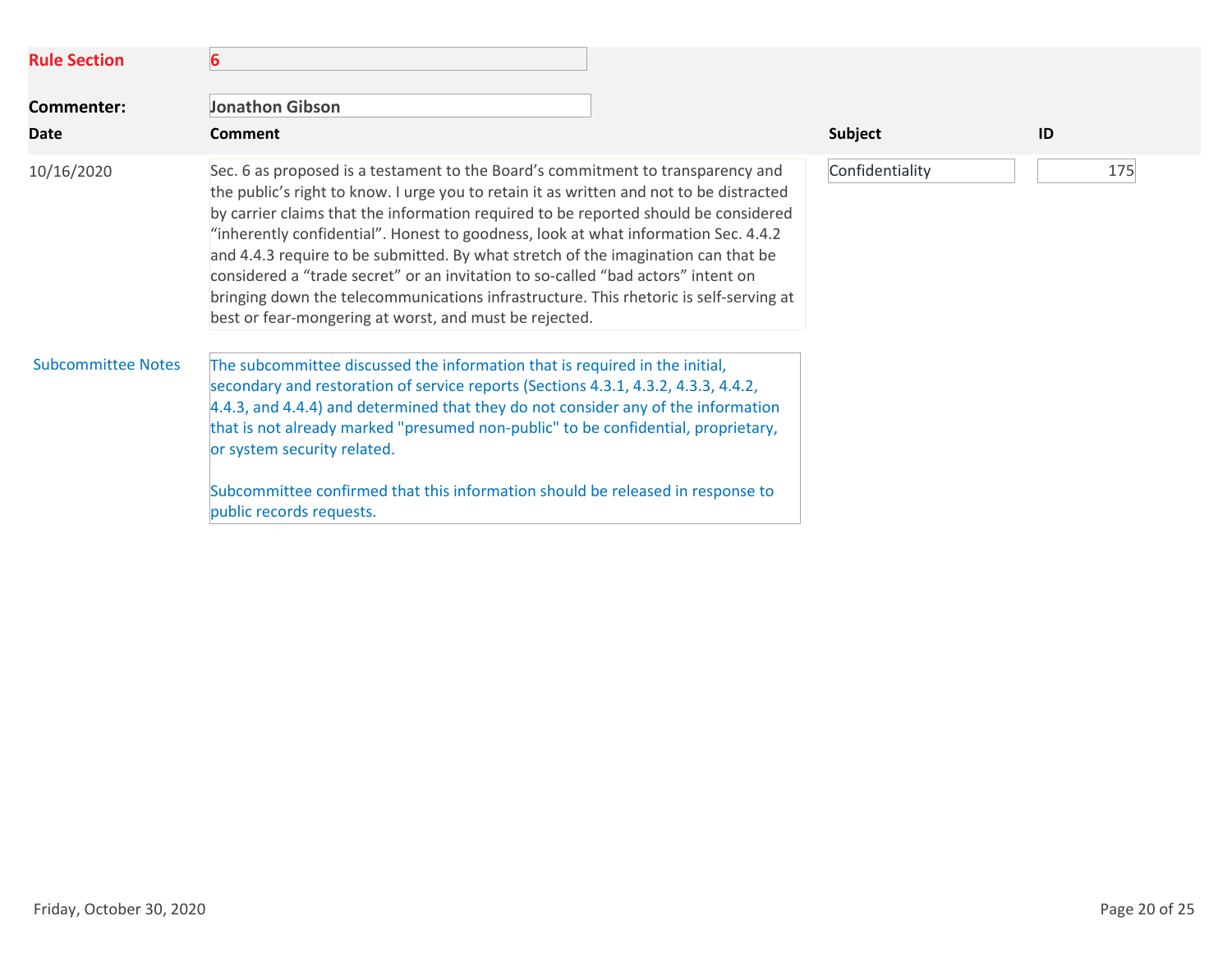**Rule Section** 6

**Commenter:** Jonathon Gibson

| Date | Comment | Subject | ID |
|---|---|---|---|
| 10/16/2020 | Sec. 6 as proposed is a testament to the Board's commitment to transparency and the public's right to know. I urge you to retain it as written and not to be distracted by carrier claims that the information required to be reported should be considered "inherently confidential". Honest to goodness, look at what information Sec. 4.4.2 and 4.4.3 require to be submitted. By what stretch of the imagination can that be considered a "trade secret" or an invitation to so-called "bad actors" intent on bringing down the telecommunications infrastructure. This rhetoric is self-serving at best or fear-mongering at worst, and must be rejected. | Confidentiality | 175 |

**Subcommittee Notes**

The subcommittee discussed the information that is required in the initial, secondary and restoration of service reports (Sections 4.3.1, 4.3.2, 4.3.3, 4.4.2, 4.4.3, and 4.4.4) and determined that they do not consider any of the information that is not already marked "presumed non-public" to be confidential, proprietary, or system security related.

Subcommittee confirmed that this information should be released in response to public records requests.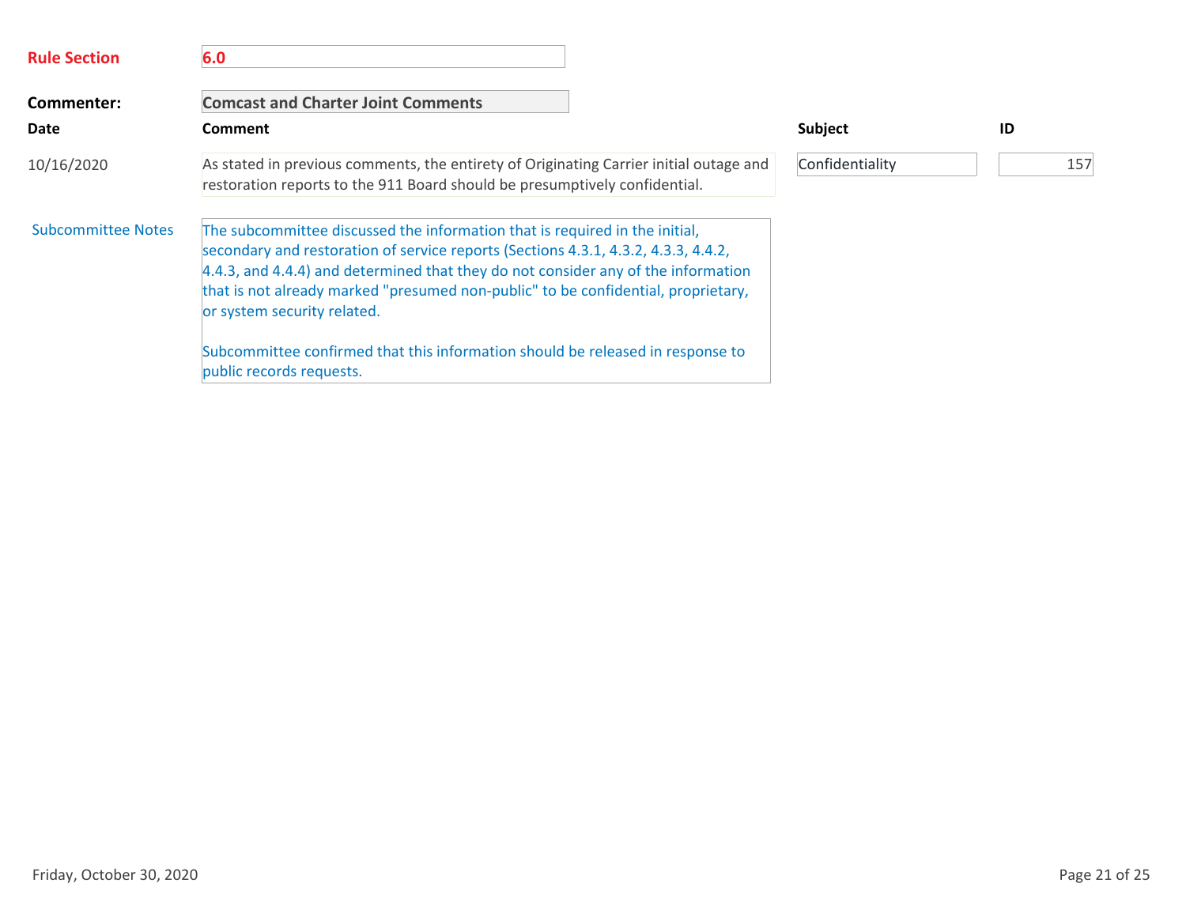**Rule Section** 6.0

**Commenter:** Comcast and Charter Joint Comments

| Date | Comment | Subject | ID |
|---|---|---|---|
| 10/16/2020 | As stated in previous comments, the entirety of Originating Carrier initial outage and restoration reports to the 911 Board should be presumptively confidential. | Confidentiality | 157 |

**Subcommittee Notes**

The subcommittee discussed the information that is required in the initial, secondary and restoration of service reports (Sections 4.3.1, 4.3.2, 4.3.3, 4.4.2, 4.4.3, and 4.4.4) and determined that they do not consider any of the information that is not already marked "presumed non-public" to be confidential, proprietary, or system security related.

Subcommittee confirmed that this information should be released in response to public records requests.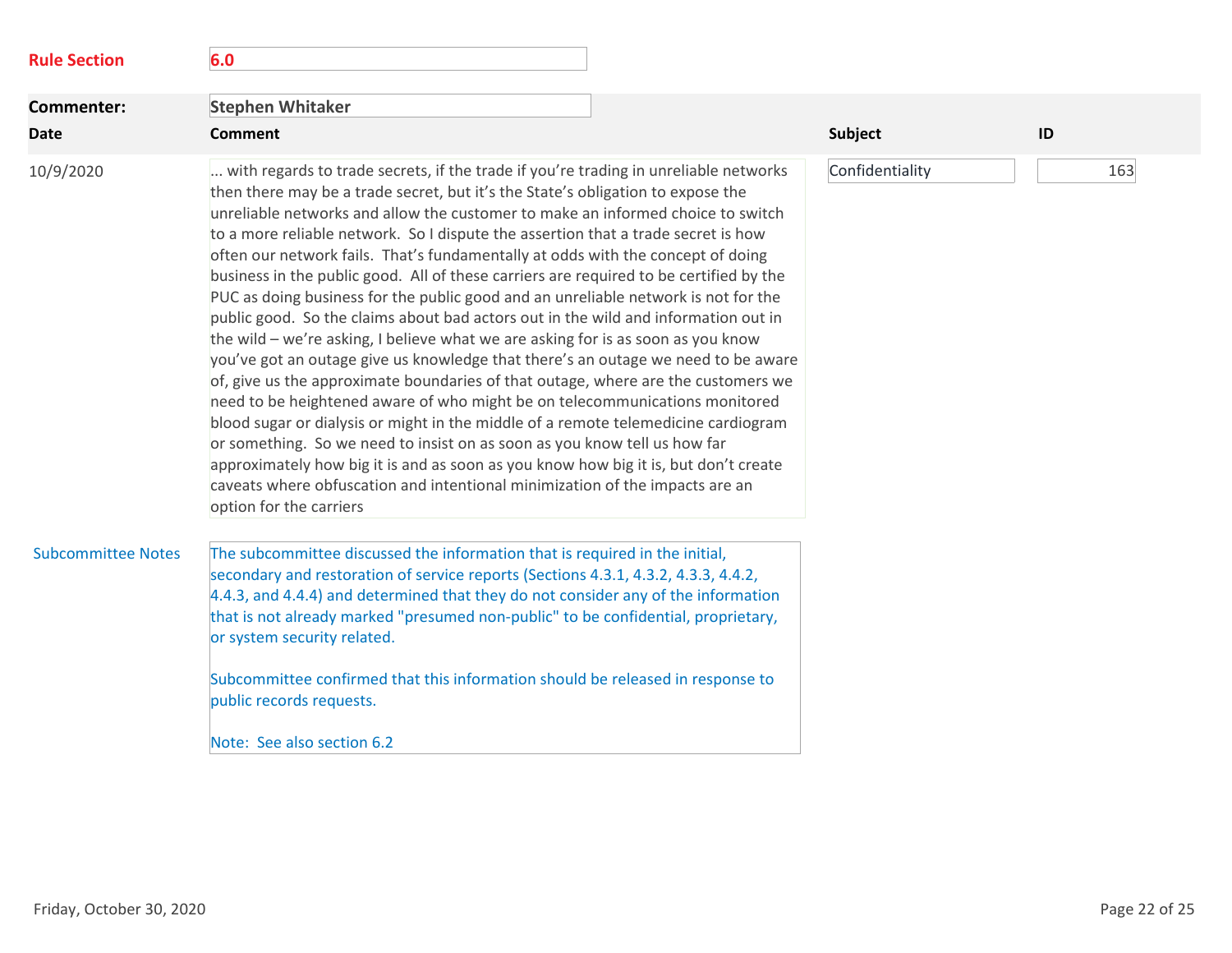**Rule Section** 6.0

**Commenter:** Stephen Whitaker

| Date | Comment | Subject | ID |
| --- | --- | --- | --- |
| 10/9/2020 | ... with regards to trade secrets, if the trade if you're trading in unreliable networks then there may be a trade secret, but it's the State's obligation to expose the unreliable networks and allow the customer to make an informed choice to switch to a more reliable network. So I dispute the assertion that a trade secret is how often our network fails. That's fundamentally at odds with the concept of doing business in the public good. All of these carriers are required to be certified by the PUC as doing business for the public good and an unreliable network is not for the public good. So the claims about bad actors out in the wild and information out in the wild – we're asking, I believe what we are asking for is as soon as you know you've got an outage give us knowledge that there's an outage we need to be aware of, give us the approximate boundaries of that outage, where are the customers we need to be heightened aware of who might be on telecommunications monitored blood sugar or dialysis or might in the middle of a remote telemedicine cardiogram or something. So we need to insist on as soon as you know tell us how far approximately how big it is and as soon as you know how big it is, but don't create caveats where obfuscation and intentional minimization of the impacts are an option for the carriers | Confidentiality | 163 |

**Subcommittee Notes**

The subcommittee discussed the information that is required in the initial, secondary and restoration of service reports (Sections 4.3.1, 4.3.2, 4.3.3, 4.4.2, 4.4.3, and 4.4.4) and determined that they do not consider any of the information that is not already marked "presumed non-public" to be confidential, proprietary, or system security related.

Subcommittee confirmed that this information should be released in response to public records requests.

Note: See also section 6.2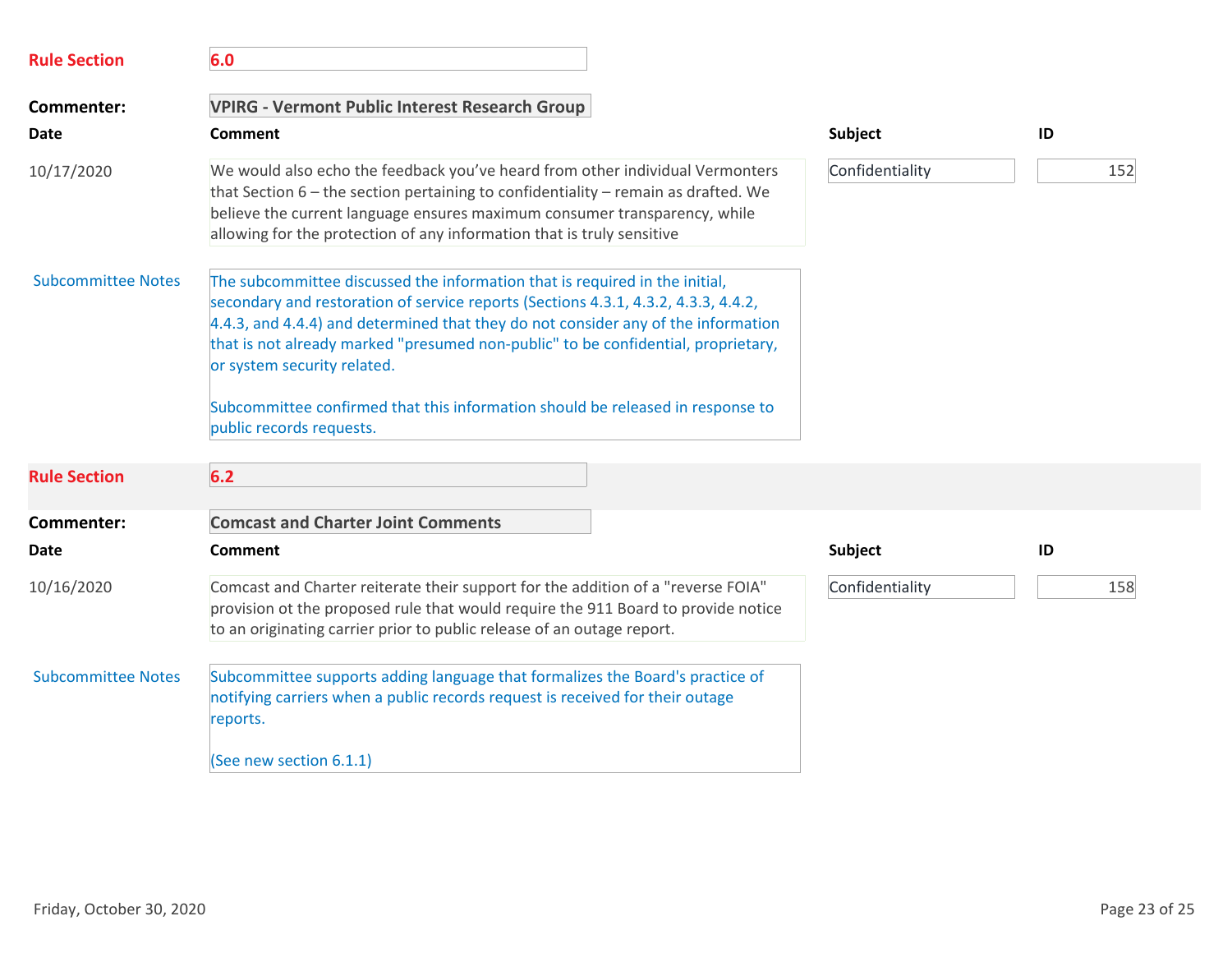**Rule Section** 6.0

**Commenter:** VPIRG - Vermont Public Interest Research Group

| Date | Comment | Subject | ID |
| --- | --- | --- | --- |
| 10/17/2020 | We would also echo the feedback you've heard from other individual Vermonters that Section 6 – the section pertaining to confidentiality – remain as drafted. We believe the current language ensures maximum consumer transparency, while allowing for the protection of any information that is truly sensitive | Confidentiality | 152 |

**Subcommittee Notes**

The subcommittee discussed the information that is required in the initial, secondary and restoration of service reports (Sections 4.3.1, 4.3.2, 4.3.3, 4.4.2, 4.4.3, and 4.4.4) and determined that they do not consider any of the information that is not already marked "presumed non-public" to be confidential, proprietary, or system security related.

Subcommittee confirmed that this information should be released in response to public records requests.

**Rule Section** 6.2

**Commenter:** Comcast and Charter Joint Comments

| Date | Comment | Subject | ID |
| --- | --- | --- | --- |
| 10/16/2020 | Comcast and Charter reiterate their support for the addition of a "reverse FOIA" provision ot the proposed rule that would require the 911 Board to provide notice to an originating carrier prior to public release of an outage report. | Confidentiality | 158 |

**Subcommittee Notes**

Subcommittee supports adding language that formalizes the Board's practice of notifying carriers when a public records request is received for their outage reports.

(See new section 6.1.1)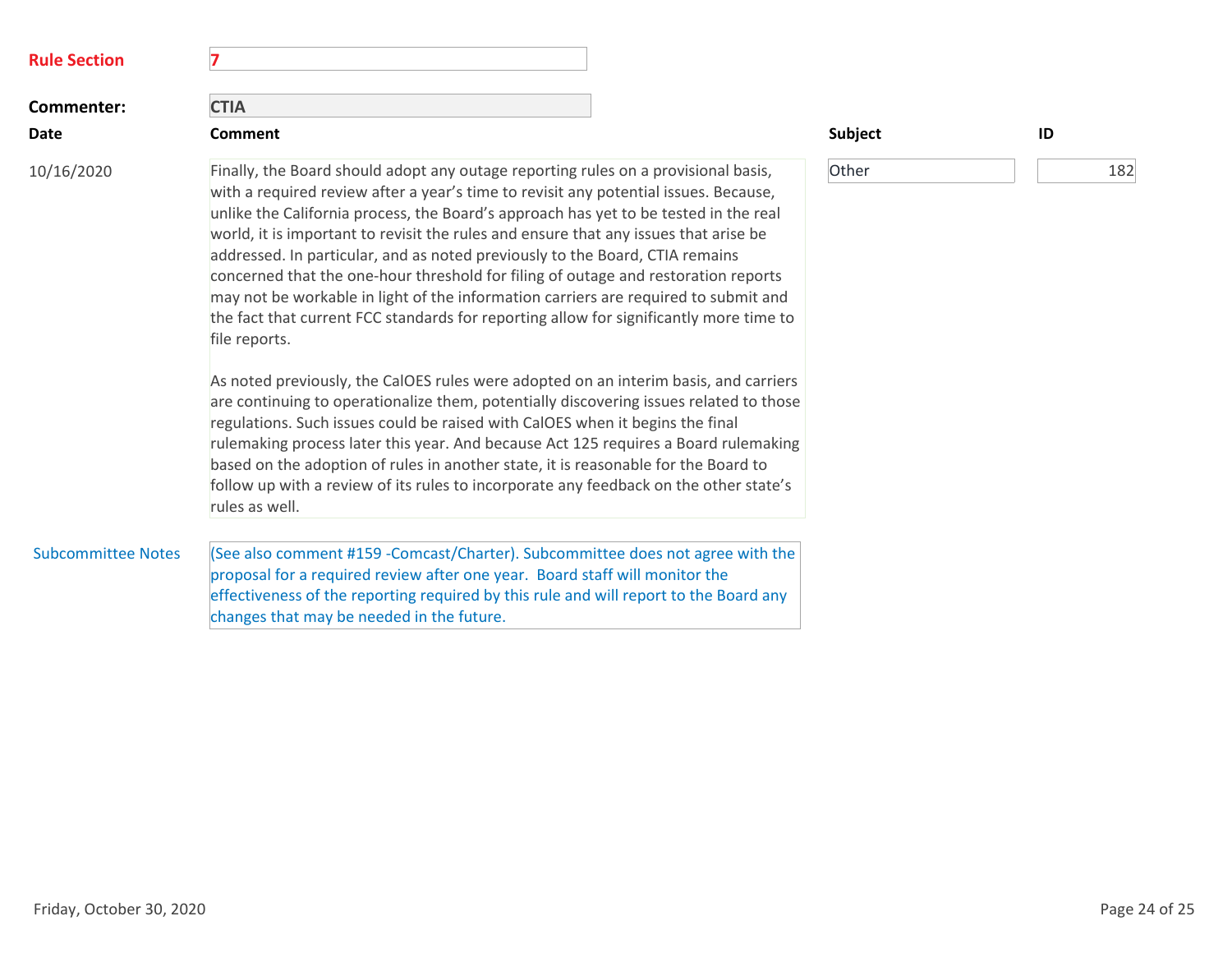**Rule Section** 7

**Commenter:** CTIA

| Date | Comment | Subject | ID |
| --- | --- | --- | --- |
| 10/16/2020 | Finally, the Board should adopt any outage reporting rules on a provisional basis, with a required review after a year's time to revisit any potential issues. Because, unlike the California process, the Board's approach has yet to be tested in the real world, it is important to revisit the rules and ensure that any issues that arise be addressed. In particular, and as noted previously to the Board, CTIA remains concerned that the one-hour threshold for filing of outage and restoration reports may not be workable in light of the information carriers are required to submit and the fact that current FCC standards for reporting allow for significantly more time to file reports.<br><br>As noted previously, the CalOES rules were adopted on an interim basis, and carriers are continuing to operationalize them, potentially discovering issues related to those regulations. Such issues could be raised with CalOES when it begins the final rulemaking process later this year. And because Act 125 requires a Board rulemaking based on the adoption of rules in another state, it is reasonable for the Board to follow up with a review of its rules to incorporate any feedback on the other state's rules as well. | Other | 182 |

**Subcommittee Notes**

(See also comment #159 -Comcast/Charter). Subcommittee does not agree with the proposal for a required review after one year. Board staff will monitor the effectiveness of the reporting required by this rule and will report to the Board any changes that may be needed in the future.

Friday, October 30, 2020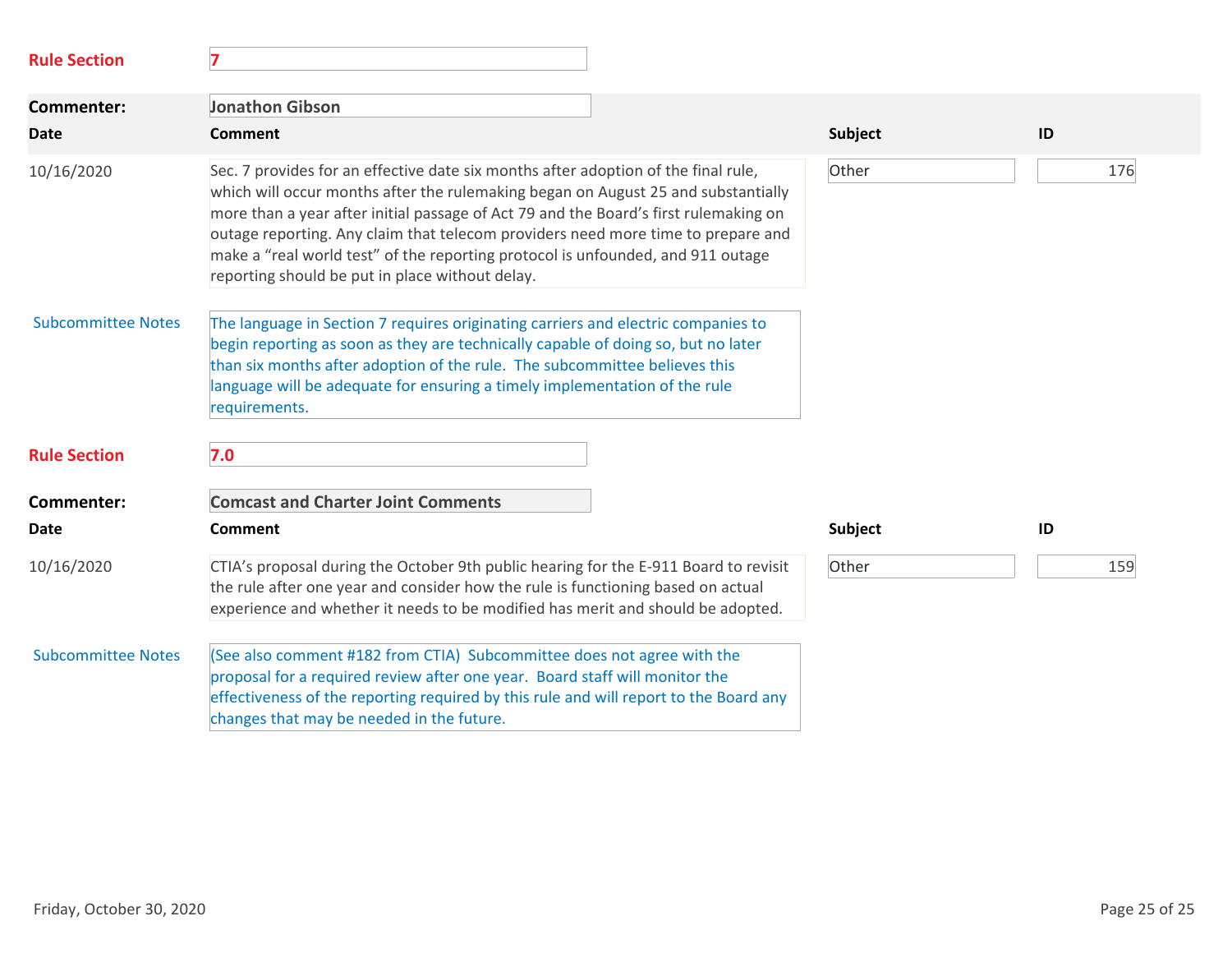**Rule Section** 7

**Commenter:** Jonathon Gibson

| Date | Comment | Subject | ID |
|---|---|---|---|
| 10/16/2020 | Sec. 7 provides for an effective date six months after adoption of the final rule, which will occur months after the rulemaking began on August 25 and substantially more than a year after initial passage of Act 79 and the Board's first rulemaking on outage reporting. Any claim that telecom providers need more time to prepare and make a "real world test" of the reporting protocol is unfounded, and 911 outage reporting should be put in place without delay. | Other | 176 |

**Subcommittee Notes**

The language in Section 7 requires originating carriers and electric companies to begin reporting as soon as they are technically capable of doing so, but no later than six months after adoption of the rule. The subcommittee believes this language will be adequate for ensuring a timely implementation of the rule requirements.

**Rule Section** 7.0

**Commenter:** Comcast and Charter Joint Comments

| Date | Comment | Subject | ID |
|---|---|---|---|
| 10/16/2020 | CTIA's proposal during the October 9th public hearing for the E-911 Board to revisit the rule after one year and consider how the rule is functioning based on actual experience and whether it needs to be modified has merit and should be adopted. | Other | 159 |

**Subcommittee Notes**

(See also comment #182 from CTIA) Subcommittee does not agree with the proposal for a required review after one year. Board staff will monitor the effectiveness of the reporting required by this rule and will report to the Board any changes that may be needed in the future.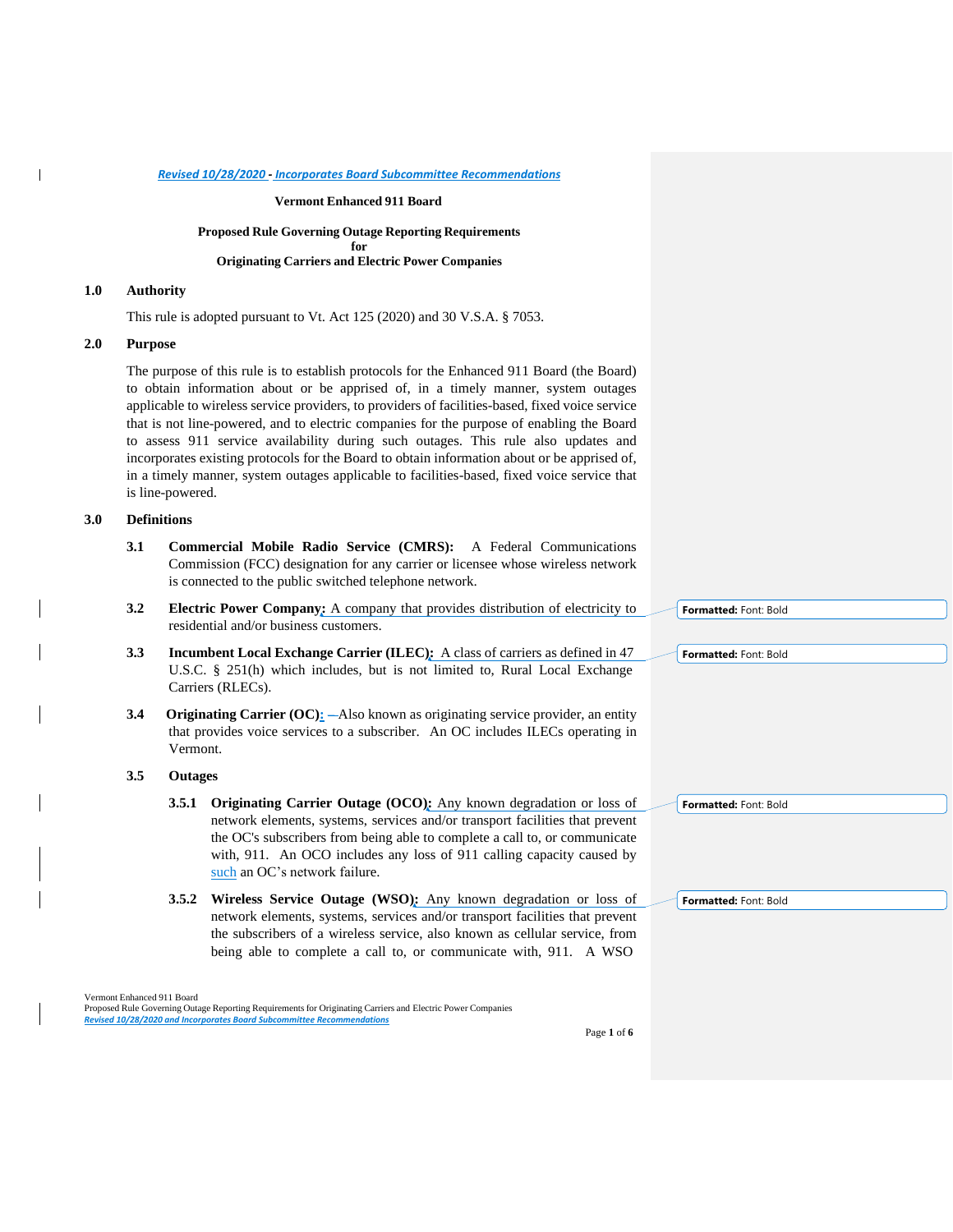*Revised 10/28/2020 - Incorporates Board Subcommittee Recommendations*

**Vermont Enhanced 911 Board**

**Proposed Rule Governing Outage Reporting Requirements for Originating Carriers and Electric Power Companies**

## 1.0 Authority

This rule is adopted pursuant to Vt. Act 125 (2020) and 30 V.S.A. § 7053.

## 2.0 Purpose

The purpose of this rule is to establish protocols for the Enhanced 911 Board (the Board) to obtain information about or be apprised of, in a timely manner, system outages applicable to wireless service providers, to providers of facilities-based, fixed voice service that is not line-powered, and to electric companies for the purpose of enabling the Board to assess 911 service availability during such outages. This rule also updates and incorporates existing protocols for the Board to obtain information about or be apprised of, in a timely manner, system outages applicable to facilities-based, fixed voice service that is line-powered.

## 3.0 Definitions

**3.1 Commercial Mobile Radio Service (CMRS):** A Federal Communications Commission (FCC) designation for any carrier or licensee whose wireless network is connected to the public switched telephone network.

**3.2 Electric Power Company:** A company that provides distribution of electricity to residential and/or business customers.

**3.3 Incumbent Local Exchange Carrier (ILEC):** A class of carriers as defined in 47 U.S.C. § 251(h) which includes, but is not limited to, Rural Local Exchange Carriers (RLECs).

**3.4 Originating Carrier (OC):** —Also known as originating service provider, an entity that provides voice services to a subscriber. An OC includes ILECs operating in Vermont.

**3.5 Outages**

**3.5.1 Originating Carrier Outage (OCO):** Any known degradation or loss of network elements, systems, services and/or transport facilities that prevent the OC's subscribers from being able to complete a call to, or communicate with, 911. An OCO includes any loss of 911 calling capacity caused by such an OC's network failure.

**3.5.2 Wireless Service Outage (WSO):** Any known degradation or loss of network elements, systems, services and/or transport facilities that prevent the subscribers of a wireless service, also known as cellular service, from being able to complete a call to, or communicate with, 911. A WSO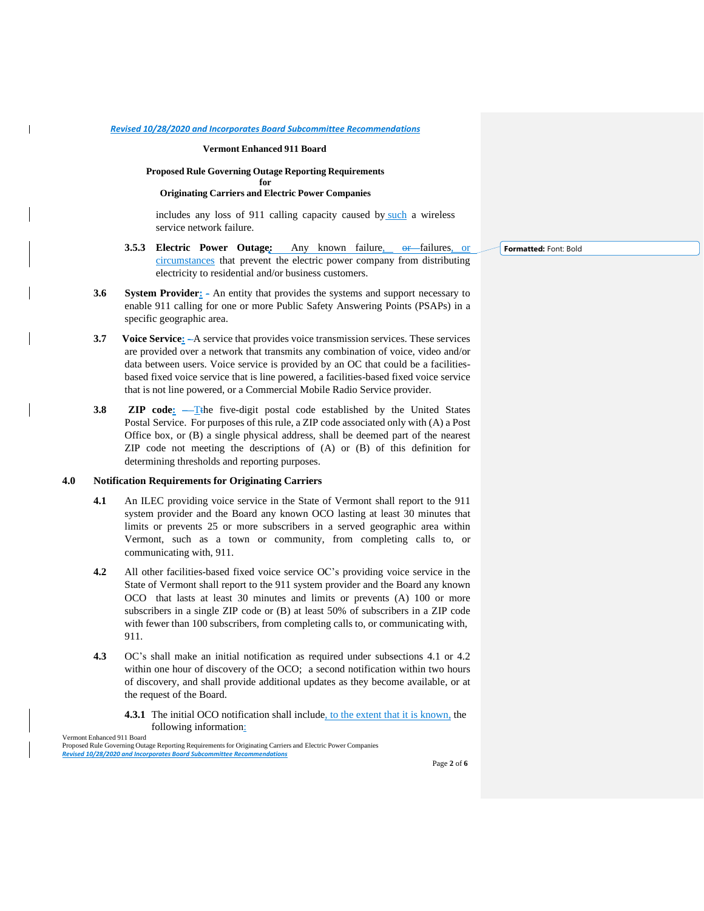*Revised 10/28/2020 and Incorporates Board Subcommittee Recommendations*

**Vermont Enhanced 911 Board**

**Proposed Rule Governing Outage Reporting Requirements for Originating Carriers and Electric Power Companies**

includes any loss of 911 calling capacity caused by such a wireless service network failure.

**3.5.3 Electric Power Outage:** Any known failure, ~~or~~ failures, or circumstances that prevent the electric power company from distributing electricity to residential and/or business customers.

**3.6 System Provider:** An entity that provides the systems and support necessary to enable 911 calling for one or more Public Safety Answering Points (PSAPs) in a specific geographic area.

**3.7 Voice Service:** A service that provides voice transmission services. These services are provided over a network that transmits any combination of voice, video and/or data between users. Voice service is provided by an OC that could be a facilities-based fixed voice service that is line powered, a facilities-based fixed voice service that is not line powered, or a Commercial Mobile Radio Service provider.

**3.8 ZIP code:** The five-digit postal code established by the United States Postal Service. For purposes of this rule, a ZIP code associated only with (A) a Post Office box, or (B) a single physical address, shall be deemed part of the nearest ZIP code not meeting the descriptions of (A) or (B) of this definition for determining thresholds and reporting purposes.

## 4.0 Notification Requirements for Originating Carriers

**4.1** An ILEC providing voice service in the State of Vermont shall report to the 911 system provider and the Board any known OCO lasting at least 30 minutes that limits or prevents 25 or more subscribers in a served geographic area within Vermont, such as a town or community, from completing calls to, or communicating with, 911.

**4.2** All other facilities-based fixed voice service OC's providing voice service in the State of Vermont shall report to the 911 system provider and the Board any known OCO that lasts at least 30 minutes and limits or prevents (A) 100 or more subscribers in a single ZIP code or (B) at least 50% of subscribers in a ZIP code with fewer than 100 subscribers, from completing calls to, or communicating with, 911.

**4.3** OC's shall make an initial notification as required under subsections 4.1 or 4.2 within one hour of discovery of the OCO; a second notification within two hours of discovery, and shall provide additional updates as they become available, or at the request of the Board.

**4.3.1** The initial OCO notification shall include, to the extent that it is known, the following information: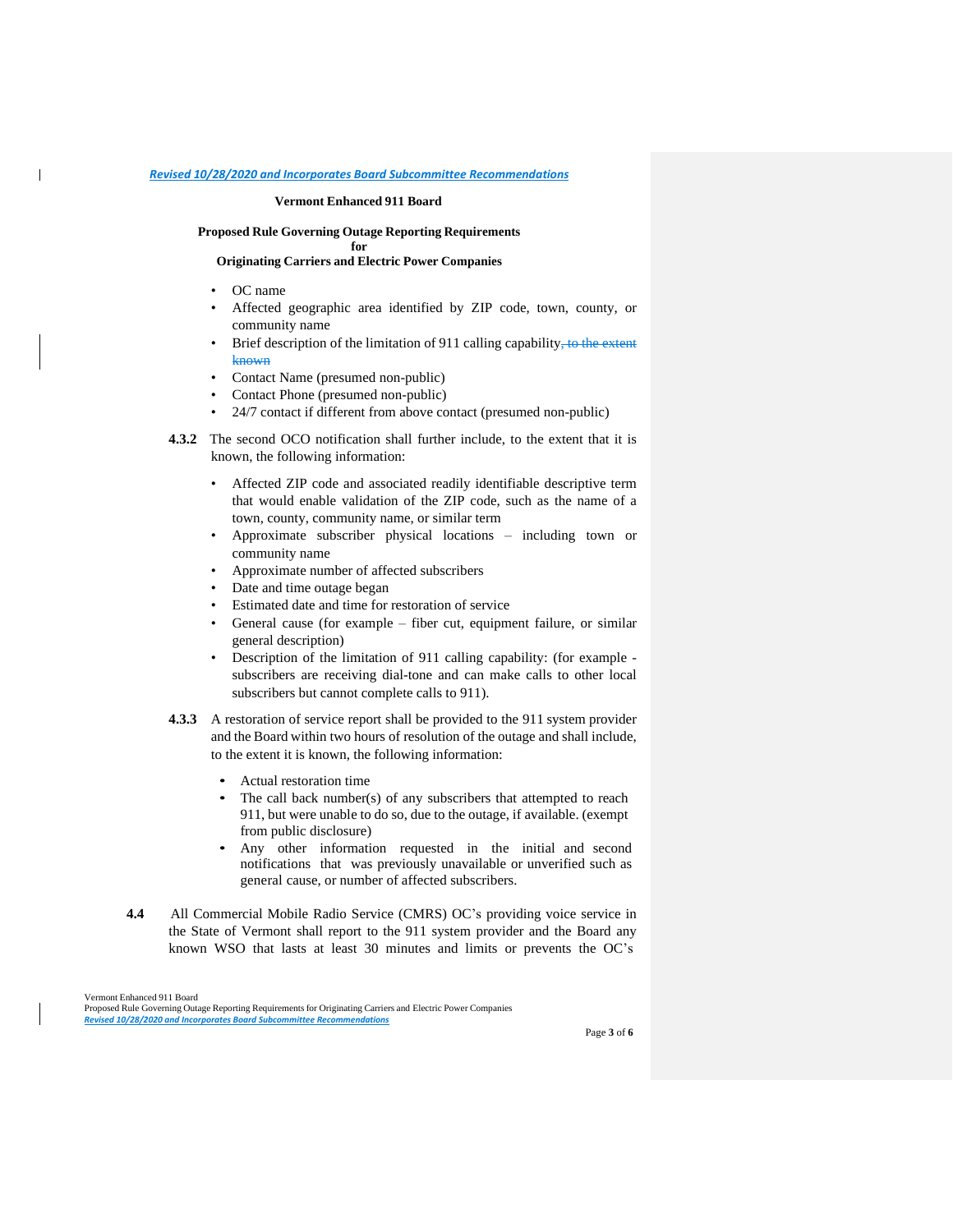- OC name
- Affected geographic area identified by ZIP code, town, county, or community name
- Brief description of the limitation of 911 calling capability~~, to the extent known~~
- Contact Name (presumed non-public)
- Contact Phone (presumed non-public)
- 24/7 contact if different from above contact (presumed non-public)

**4.3.2** The second OCO notification shall further include, to the extent that it is known, the following information:

- Affected ZIP code and associated readily identifiable descriptive term that would enable validation of the ZIP code, such as the name of a town, county, community name, or similar term
- Approximate subscriber physical locations – including town or community name
- Approximate number of affected subscribers
- Date and time outage began
- Estimated date and time for restoration of service
- General cause (for example – fiber cut, equipment failure, or similar general description)
- Description of the limitation of 911 calling capability: (for example - subscribers are receiving dial-tone and can make calls to other local subscribers but cannot complete calls to 911).

**4.3.3** A restoration of service report shall be provided to the 911 system provider and the Board within two hours of resolution of the outage and shall include, to the extent it is known, the following information:

- Actual restoration time
- The call back number(s) of any subscribers that attempted to reach 911, but were unable to do so, due to the outage, if available. (exempt from public disclosure)
- Any other information requested in the initial and second notifications that was previously unavailable or unverified such as general cause, or number of affected subscribers.

**4.4** All Commercial Mobile Radio Service (CMRS) OC's providing voice service in the State of Vermont shall report to the 911 system provider and the Board any known WSO that lasts at least 30 minutes and limits or prevents the OC's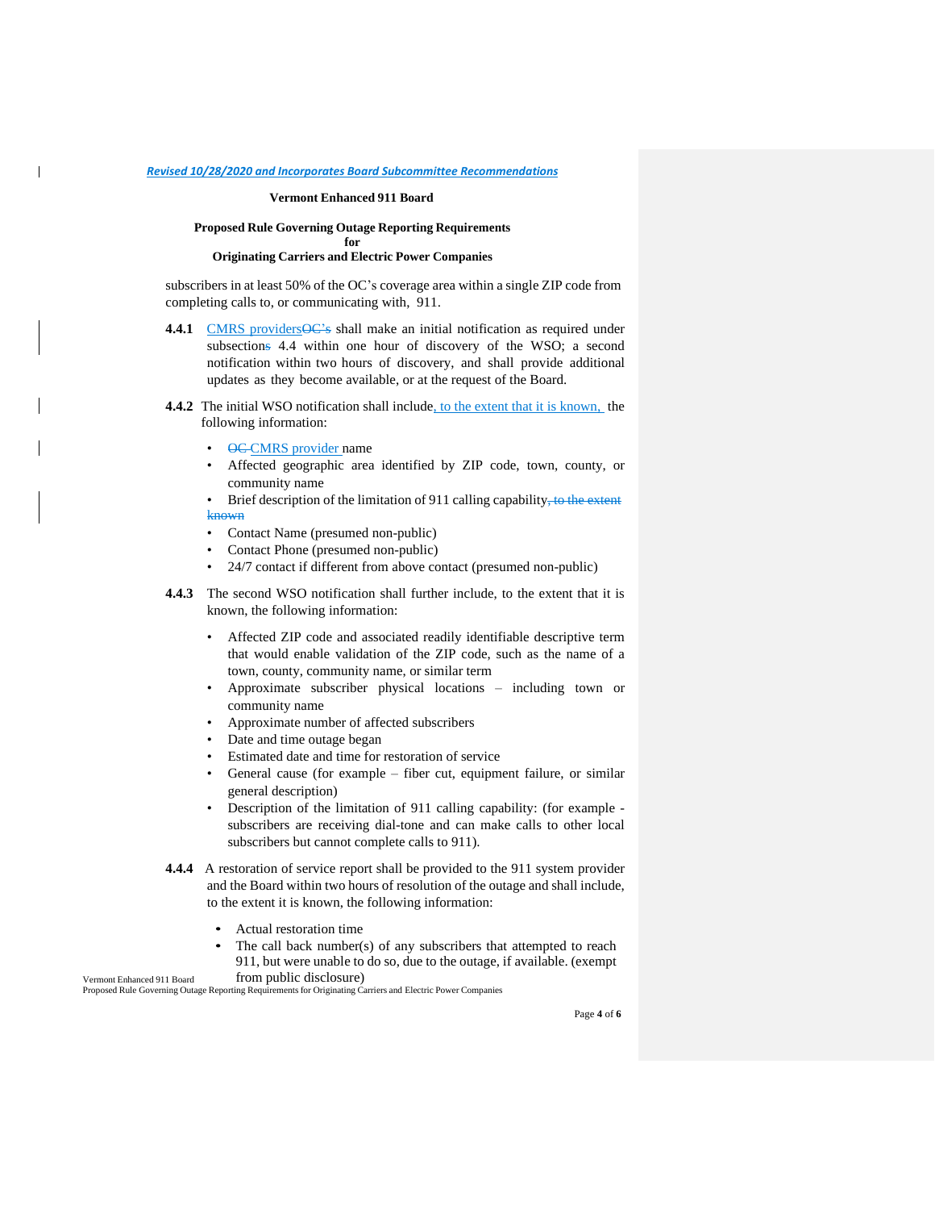subscribers in at least 50% of the OC's coverage area within a single ZIP code from completing calls to, or communicating with, 911.

**4.4.1** CMRS providers~~OC's~~ shall make an initial notification as required under subsection~~s~~ 4.4 within one hour of discovery of the WSO; a second notification within two hours of discovery, and shall provide additional updates as they become available, or at the request of the Board.

**4.4.2** The initial WSO notification shall include, to the extent that it is known, the following information:

- ~~OC~~ CMRS provider name
- Affected geographic area identified by ZIP code, town, county, or community name
- Brief description of the limitation of 911 calling capability~~, to the extent known~~
- Contact Name (presumed non-public)
- Contact Phone (presumed non-public)
- 24/7 contact if different from above contact (presumed non-public)

**4.4.3** The second WSO notification shall further include, to the extent that it is known, the following information:

- Affected ZIP code and associated readily identifiable descriptive term that would enable validation of the ZIP code, such as the name of a town, county, community name, or similar term
- Approximate subscriber physical locations – including town or community name
- Approximate number of affected subscribers
- Date and time outage began
- Estimated date and time for restoration of service
- General cause (for example – fiber cut, equipment failure, or similar general description)
- Description of the limitation of 911 calling capability: (for example - subscribers are receiving dial-tone and can make calls to other local subscribers but cannot complete calls to 911).

**4.4.4** A restoration of service report shall be provided to the 911 system provider and the Board within two hours of resolution of the outage and shall include, to the extent it is known, the following information:

- Actual restoration time
- The call back number(s) of any subscribers that attempted to reach 911, but were unable to do so, due to the outage, if available. (exempt from public disclosure)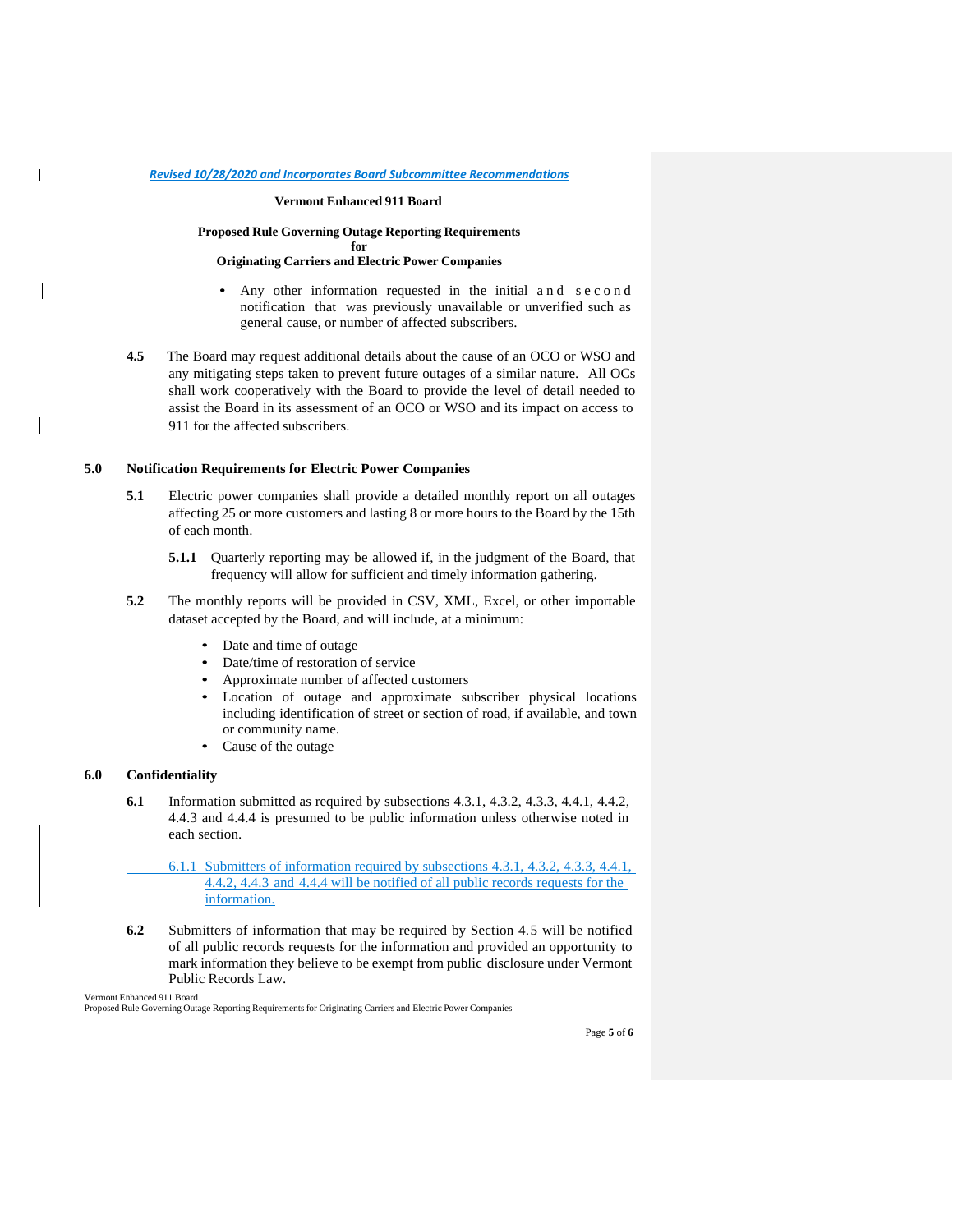*Revised 10/28/2020 and Incorporates Board Subcommittee Recommendations*

- Any other information requested in the initial and second notification that was previously unavailable or unverified such as general cause, or number of affected subscribers.

**4.5** The Board may request additional details about the cause of an OCO or WSO and any mitigating steps taken to prevent future outages of a similar nature. All OCs shall work cooperatively with the Board to provide the level of detail needed to assist the Board in its assessment of an OCO or WSO and its impact on access to 911 for the affected subscribers.

## 5.0 Notification Requirements for Electric Power Companies

**5.1** Electric power companies shall provide a detailed monthly report on all outages affecting 25 or more customers and lasting 8 or more hours to the Board by the 15th of each month.

**5.1.1** Quarterly reporting may be allowed if, in the judgment of the Board, that frequency will allow for sufficient and timely information gathering.

**5.2** The monthly reports will be provided in CSV, XML, Excel, or other importable dataset accepted by the Board, and will include, at a minimum:

- Date and time of outage
- Date/time of restoration of service
- Approximate number of affected customers
- Location of outage and approximate subscriber physical locations including identification of street or section of road, if available, and town or community name.
- Cause of the outage

## 6.0 Confidentiality

**6.1** Information submitted as required by subsections 4.3.1, 4.3.2, 4.3.3, 4.4.1, 4.4.2, 4.4.3 and 4.4.4 is presumed to be public information unless otherwise noted in each section.

6.1.1 Submitters of information required by subsections 4.3.1, 4.3.2, 4.3.3, 4.4.1, 4.4.2, 4.4.3 and 4.4.4 will be notified of all public records requests for the information.

**6.2** Submitters of information that may be required by Section 4.5 will be notified of all public records requests for the information and provided an opportunity to mark information they believe to be exempt from public disclosure under Vermont Public Records Law.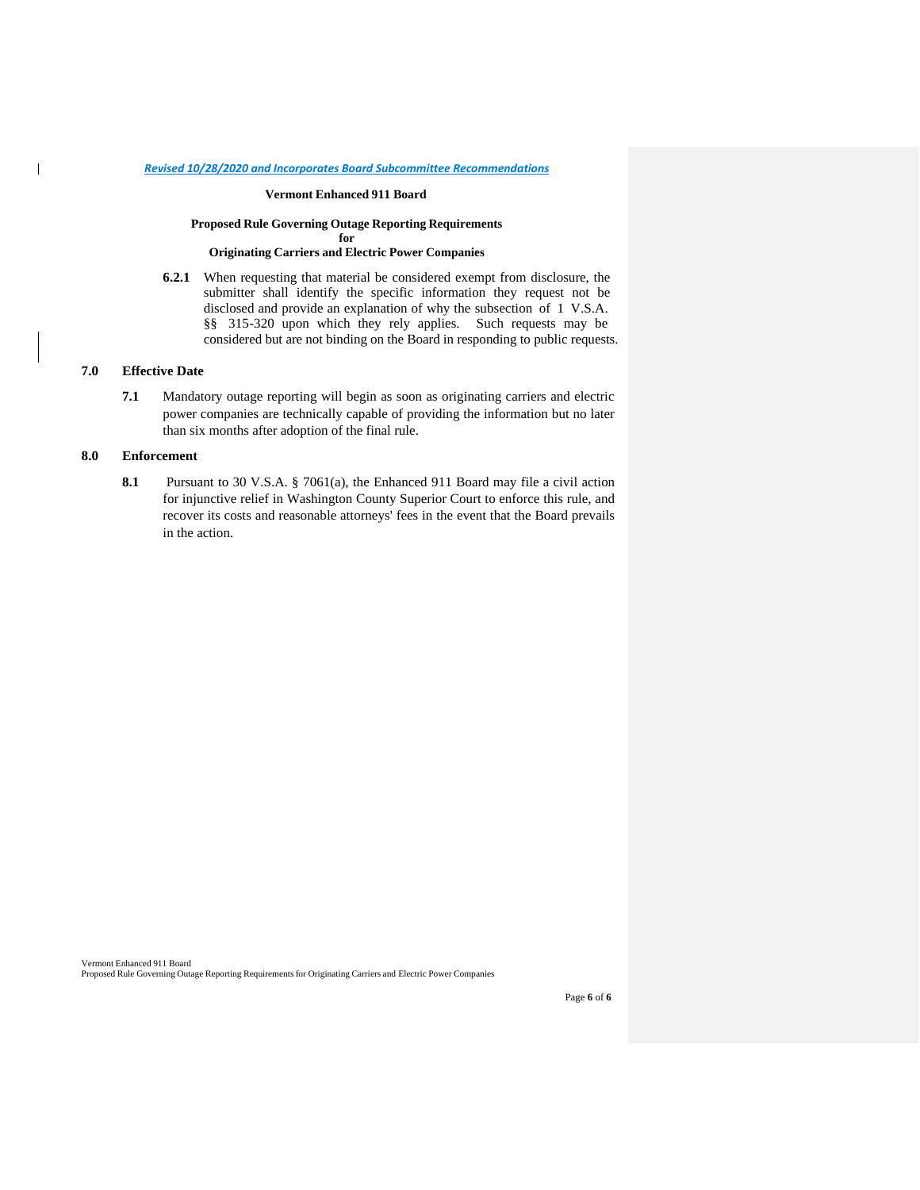**6.2.1** When requesting that material be considered exempt from disclosure, the submitter shall identify the specific information they request not be disclosed and provide an explanation of why the subsection of 1 V.S.A. §§ 315-320 upon which they rely applies. Such requests may be considered but are not binding on the Board in responding to public requests.

## 7.0 Effective Date

**7.1** Mandatory outage reporting will begin as soon as originating carriers and electric power companies are technically capable of providing the information but no later than six months after adoption of the final rule.

## 8.0 Enforcement

**8.1** Pursuant to 30 V.S.A. § 7061(a), the Enhanced 911 Board may file a civil action for injunctive relief in Washington County Superior Court to enforce this rule, and recover its costs and reasonable attorneys' fees in the event that the Board prevails in the action.